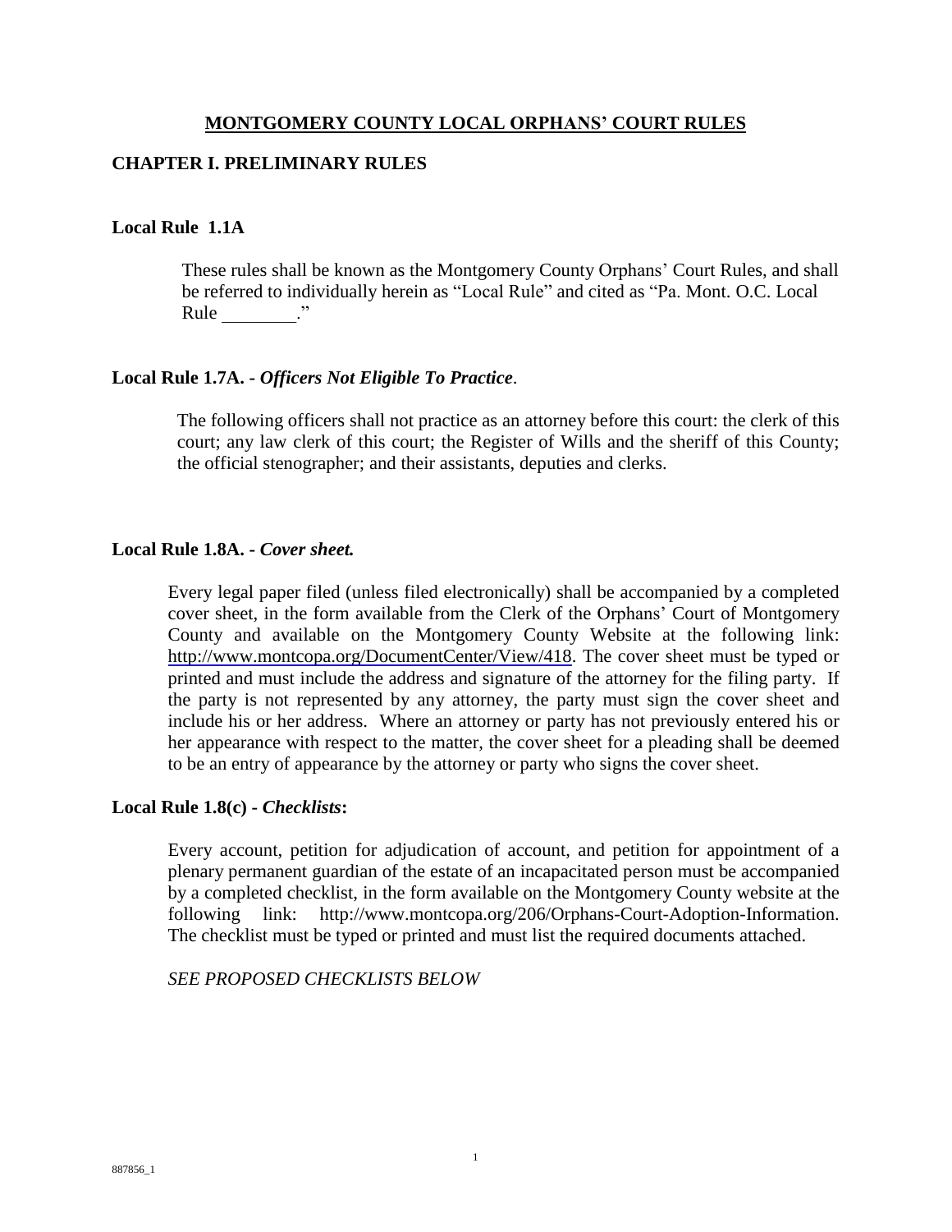# MONTGOMERY COUNTY LOCAL ORPHANS' COURT RULES

## CHAPTER I. PRELIMINARY RULES

### Local Rule 1.1A

These rules shall be known as the Montgomery County Orphans' Court Rules, and shall be referred to individually herein as "Local Rule" and cited as "Pa. Mont. O.C. Local Rule ________."

### Local Rule 1.7A. - *Officers Not Eligible To Practice*.

The following officers shall not practice as an attorney before this court: the clerk of this court; any law clerk of this court; the Register of Wills and the sheriff of this County; the official stenographer; and their assistants, deputies and clerks.

### Local Rule 1.8A. - *Cover sheet.*

Every legal paper filed (unless filed electronically) shall be accompanied by a completed cover sheet, in the form available from the Clerk of the Orphans' Court of Montgomery County and available on the Montgomery County Website at the following link: http://www.montcopa.org/DocumentCenter/View/418. The cover sheet must be typed or printed and must include the address and signature of the attorney for the filing party. If the party is not represented by any attorney, the party must sign the cover sheet and include his or her address. Where an attorney or party has not previously entered his or her appearance with respect to the matter, the cover sheet for a pleading shall be deemed to be an entry of appearance by the attorney or party who signs the cover sheet.

### Local Rule 1.8(c) - *Checklists***:**

Every account, petition for adjudication of account, and petition for appointment of a plenary permanent guardian of the estate of an incapacitated person must be accompanied by a completed checklist, in the form available on the Montgomery County website at the following link: http://www.montcopa.org/206/Orphans-Court-Adoption-Information. The checklist must be typed or printed and must list the required documents attached.

*SEE PROPOSED CHECKLISTS BELOW*

887856_1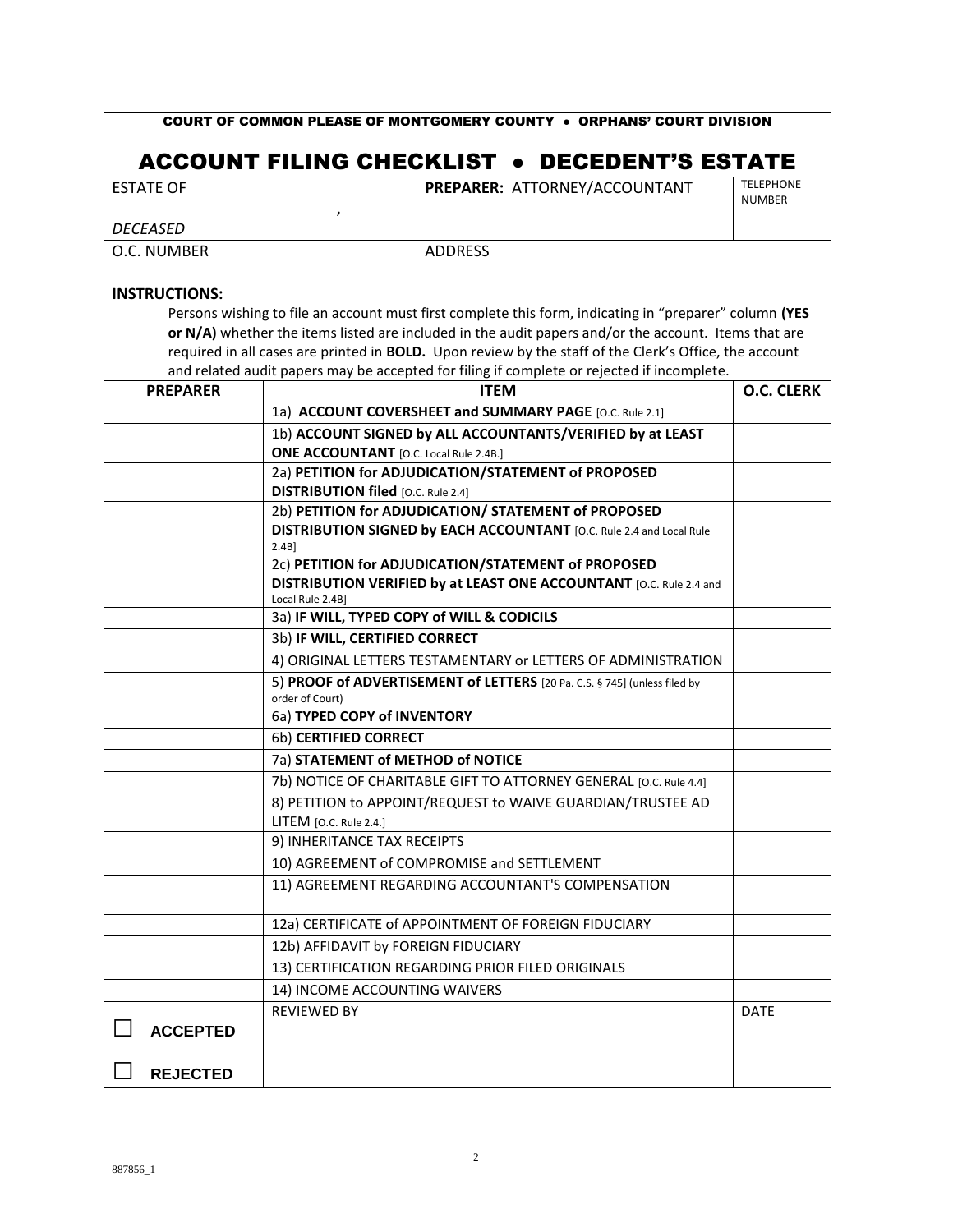COURT OF COMMON PLEASE OF MONTGOMERY COUNTY • ORPHANS' COURT DIVISION

# ACCOUNT FILING CHECKLIST • DECEDENT'S ESTATE

| ESTATE OF<br>,<br>*DECEASED* | **PREPARER:** ATTORNEY/ACCOUNTANT | TELEPHONE NUMBER |
|---|---|---|
| O.C. NUMBER | ADDRESS | |

**INSTRUCTIONS:**

Persons wishing to file an account must first complete this form, indicating in "preparer" column **(YES or N/A)** whether the items listed are included in the audit papers and/or the account. Items that are required in all cases are printed in **BOLD.** Upon review by the staff of the Clerk's Office, the account and related audit papers may be accepted for filing if complete or rejected if incomplete.

| PREPARER | ITEM | O.C. CLERK |
|---|---|---|
| | 1a) **ACCOUNT COVERSHEET and SUMMARY PAGE** [O.C. Rule 2.1] | |
| | 1b) **ACCOUNT SIGNED by ALL ACCOUNTANTS/VERIFIED by at LEAST ONE ACCOUNTANT** [O.C. Local Rule 2.4B.] | |
| | 2a) **PETITION for ADJUDICATION/STATEMENT of PROPOSED DISTRIBUTION filed** [O.C. Rule 2.4] | |
| | 2b) **PETITION for ADJUDICATION/ STATEMENT of PROPOSED DISTRIBUTION SIGNED by EACH ACCOUNTANT** [O.C. Rule 2.4 and Local Rule 2.4B] | |
| | 2c) **PETITION for ADJUDICATION/STATEMENT of PROPOSED DISTRIBUTION VERIFIED by at LEAST ONE ACCOUNTANT** [O.C. Rule 2.4 and Local Rule 2.4B] | |
| | 3a) **IF WILL, TYPED COPY of WILL & CODICILS** | |
| | 3b) **IF WILL, CERTIFIED CORRECT** | |
| | 4) ORIGINAL LETTERS TESTAMENTARY or LETTERS OF ADMINISTRATION | |
| | 5) **PROOF of ADVERTISEMENT of LETTERS** [20 Pa. C.S. § 745] (unless filed by order of Court) | |
| | 6a) **TYPED COPY of INVENTORY** | |
| | 6b) **CERTIFIED CORRECT** | |
| | 7a) **STATEMENT of METHOD of NOTICE** | |
| | 7b) NOTICE OF CHARITABLE GIFT TO ATTORNEY GENERAL [O.C. Rule 4.4] | |
| | 8) PETITION to APPOINT/REQUEST to WAIVE GUARDIAN/TRUSTEE AD LITEM [O.C. Rule 2.4.] | |
| | 9) INHERITANCE TAX RECEIPTS | |
| | 10) AGREEMENT of COMPROMISE and SETTLEMENT | |
| | 11) AGREEMENT REGARDING ACCOUNTANT'S COMPENSATION | |
| | 12a) CERTIFICATE of APPOINTMENT OF FOREIGN FIDUCIARY | |
| | 12b) AFFIDAVIT by FOREIGN FIDUCIARY | |
| | 13) CERTIFICATION REGARDING PRIOR FILED ORIGINALS | |
| | 14) INCOME ACCOUNTING WAIVERS | |
| ☐ **ACCEPTED**<br>☐ **REJECTED** | REVIEWED BY | DATE |

887856_1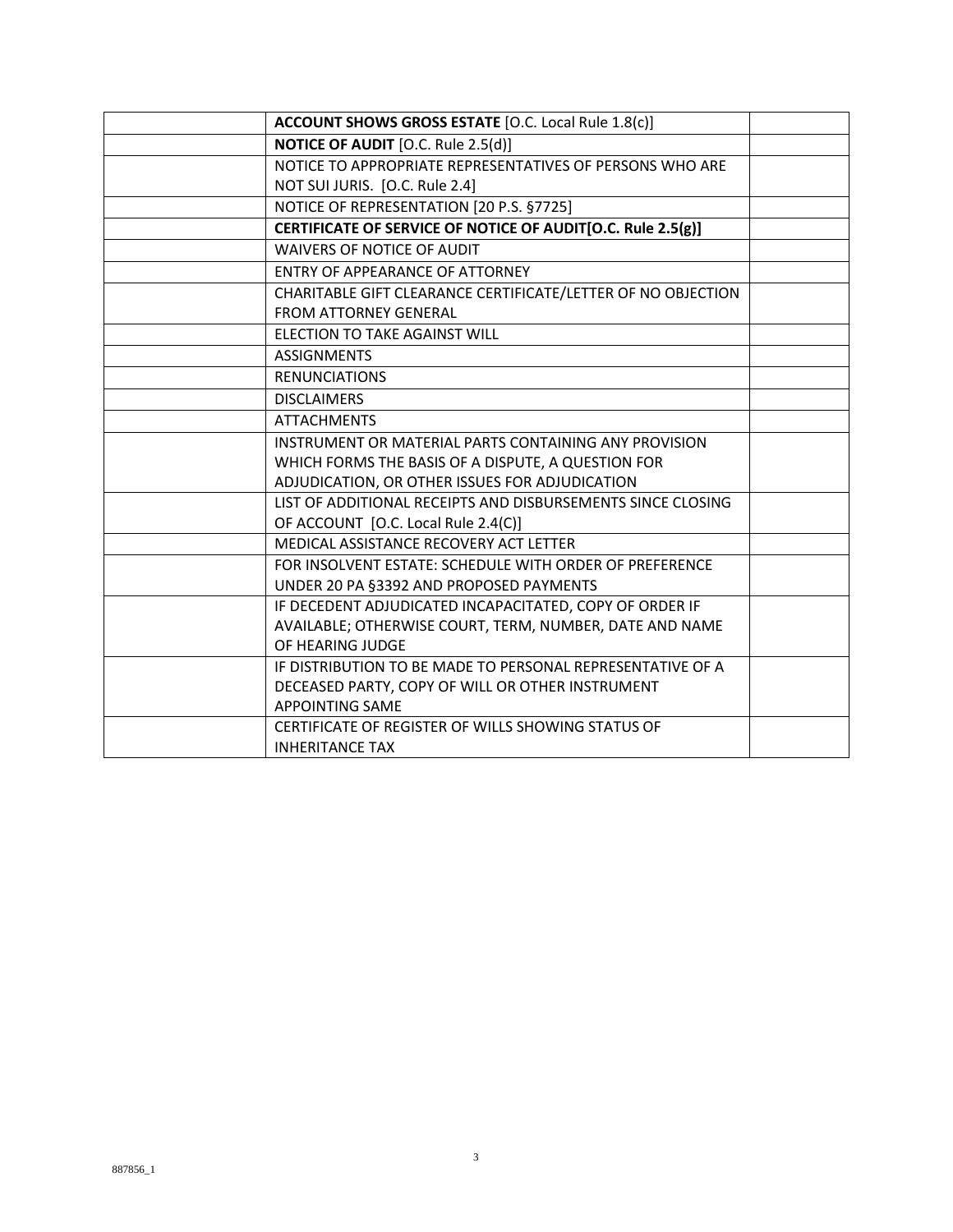| | | |
|---|---|---|
| | **ACCOUNT SHOWS GROSS ESTATE** [O.C. Local Rule 1.8(c)] | |
| | **NOTICE OF AUDIT** [O.C. Rule 2.5(d)] | |
| | NOTICE TO APPROPRIATE REPRESENTATIVES OF PERSONS WHO ARE NOT SUI JURIS. [O.C. Rule 2.4] | |
| | NOTICE OF REPRESENTATION [20 P.S. §7725] | |
| | **CERTIFICATE OF SERVICE OF NOTICE OF AUDIT[O.C. Rule 2.5(g)]** | |
| | WAIVERS OF NOTICE OF AUDIT | |
| | ENTRY OF APPEARANCE OF ATTORNEY | |
| | CHARITABLE GIFT CLEARANCE CERTIFICATE/LETTER OF NO OBJECTION FROM ATTORNEY GENERAL | |
| | ELECTION TO TAKE AGAINST WILL | |
| | ASSIGNMENTS | |
| | RENUNCIATIONS | |
| | DISCLAIMERS | |
| | ATTACHMENTS | |
| | INSTRUMENT OR MATERIAL PARTS CONTAINING ANY PROVISION WHICH FORMS THE BASIS OF A DISPUTE, A QUESTION FOR ADJUDICATION, OR OTHER ISSUES FOR ADJUDICATION | |
| | LIST OF ADDITIONAL RECEIPTS AND DISBURSEMENTS SINCE CLOSING OF ACCOUNT [O.C. Local Rule 2.4(C)] | |
| | MEDICAL ASSISTANCE RECOVERY ACT LETTER | |
| | FOR INSOLVENT ESTATE: SCHEDULE WITH ORDER OF PREFERENCE UNDER 20 PA §3392 AND PROPOSED PAYMENTS | |
| | IF DECEDENT ADJUDICATED INCAPACITATED, COPY OF ORDER IF AVAILABLE; OTHERWISE COURT, TERM, NUMBER, DATE AND NAME OF HEARING JUDGE | |
| | IF DISTRIBUTION TO BE MADE TO PERSONAL REPRESENTATIVE OF A DECEASED PARTY, COPY OF WILL OR OTHER INSTRUMENT APPOINTING SAME | |
| | CERTIFICATE OF REGISTER OF WILLS SHOWING STATUS OF INHERITANCE TAX | |

887856_1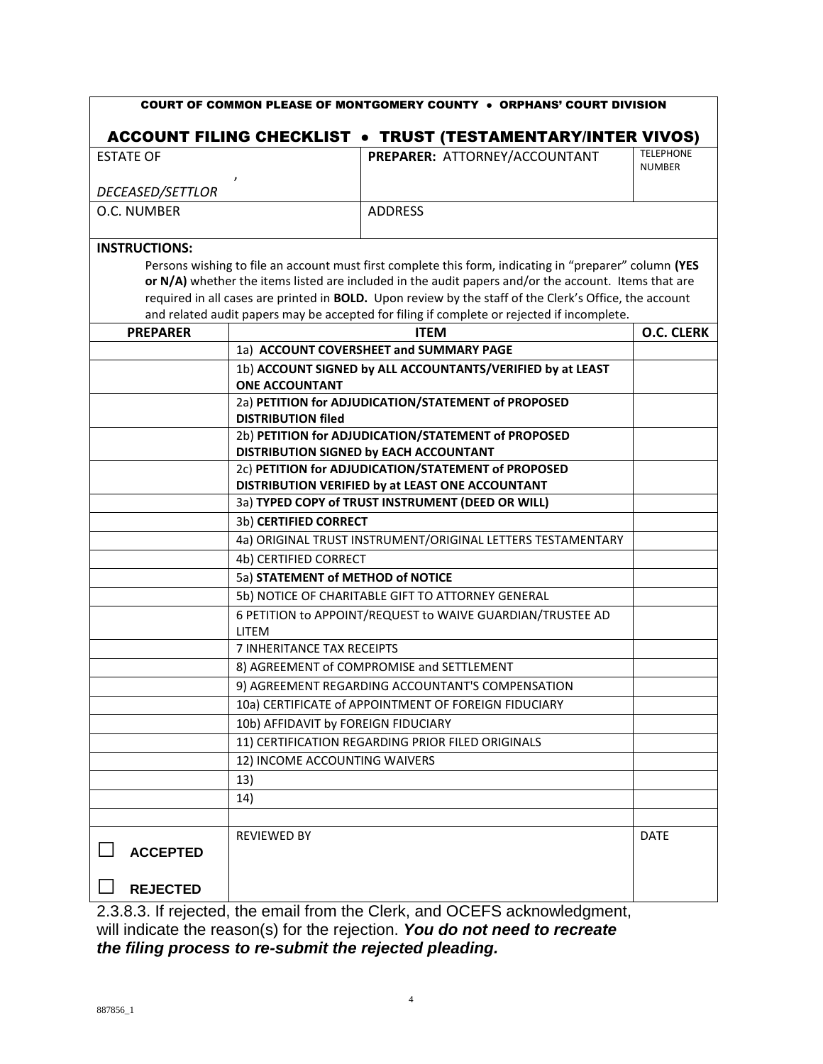**COURT OF COMMON PLEASE OF MONTGOMERY COUNTY • ORPHANS' COURT DIVISION**

## ACCOUNT FILING CHECKLIST • TRUST (TESTAMENTARY/INTER VIVOS)

| ESTATE OF<br>,<br>*DECEASED/SETTLOR* | **PREPARER:** ATTORNEY/ACCOUNTANT | TELEPHONE NUMBER |
|---|---|---|
| O.C. NUMBER | ADDRESS | |

**INSTRUCTIONS:**

Persons wishing to file an account must first complete this form, indicating in "preparer" column **(YES or N/A)** whether the items listed are included in the audit papers and/or the account. Items that are required in all cases are printed in **BOLD.** Upon review by the staff of the Clerk's Office, the account and related audit papers may be accepted for filing if complete or rejected if incomplete.

| PREPARER | ITEM | O.C. CLERK |
|---|---|---|
| | 1a) **ACCOUNT COVERSHEET and SUMMARY PAGE** | |
| | 1b) **ACCOUNT SIGNED by ALL ACCOUNTANTS/VERIFIED by at LEAST ONE ACCOUNTANT** | |
| | 2a) **PETITION for ADJUDICATION/STATEMENT of PROPOSED DISTRIBUTION filed** | |
| | 2b) **PETITION for ADJUDICATION/STATEMENT of PROPOSED DISTRIBUTION SIGNED by EACH ACCOUNTANT** | |
| | 2c) **PETITION for ADJUDICATION/STATEMENT of PROPOSED DISTRIBUTION VERIFIED by at LEAST ONE ACCOUNTANT** | |
| | 3a) **TYPED COPY of TRUST INSTRUMENT (DEED OR WILL)** | |
| | 3b) **CERTIFIED CORRECT** | |
| | 4a) ORIGINAL TRUST INSTRUMENT/ORIGINAL LETTERS TESTAMENTARY | |
| | 4b) CERTIFIED CORRECT | |
| | 5a) **STATEMENT of METHOD of NOTICE** | |
| | 5b) NOTICE OF CHARITABLE GIFT TO ATTORNEY GENERAL | |
| | 6 PETITION to APPOINT/REQUEST to WAIVE GUARDIAN/TRUSTEE AD LITEM | |
| | 7 INHERITANCE TAX RECEIPTS | |
| | 8) AGREEMENT of COMPROMISE and SETTLEMENT | |
| | 9) AGREEMENT REGARDING ACCOUNTANT'S COMPENSATION | |
| | 10a) CERTIFICATE of APPOINTMENT OF FOREIGN FIDUCIARY | |
| | 10b) AFFIDAVIT by FOREIGN FIDUCIARY | |
| | 11) CERTIFICATION REGARDING PRIOR FILED ORIGINALS | |
| | 12) INCOME ACCOUNTING WAIVERS | |
| | 13) | |
| | 14) | |
| | | |
| ☐ **ACCEPTED**<br>☐ **REJECTED** | REVIEWED BY | DATE |

2.3.8.3. If rejected, the email from the Clerk, and OCEFS acknowledgment, will indicate the reason(s) for the rejection. ***You do not need to recreate the filing process to re-submit the rejected pleading.***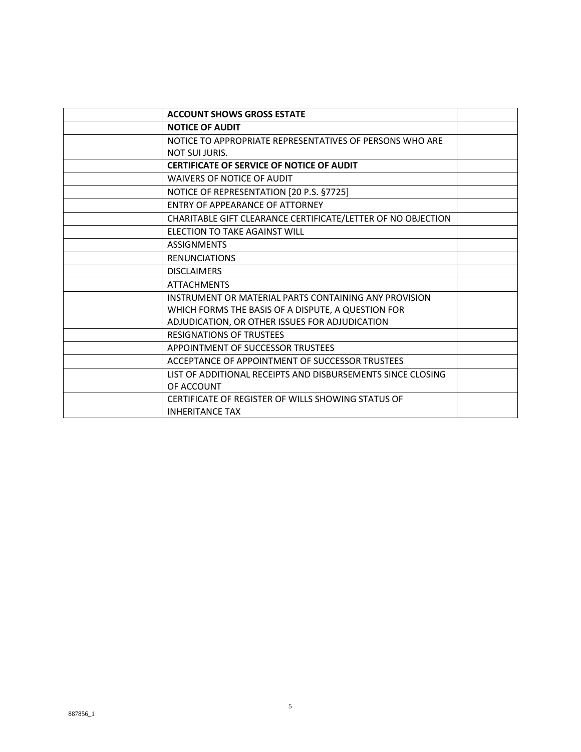| | | |
|---|---|---|
| | **ACCOUNT SHOWS GROSS ESTATE** | |
| | **NOTICE OF AUDIT** | |
| | NOTICE TO APPROPRIATE REPRESENTATIVES OF PERSONS WHO ARE NOT SUI JURIS. | |
| | **CERTIFICATE OF SERVICE OF NOTICE OF AUDIT** | |
| | WAIVERS OF NOTICE OF AUDIT | |
| | NOTICE OF REPRESENTATION [20 P.S. §7725] | |
| | ENTRY OF APPEARANCE OF ATTORNEY | |
| | CHARITABLE GIFT CLEARANCE CERTIFICATE/LETTER OF NO OBJECTION | |
| | ELECTION TO TAKE AGAINST WILL | |
| | ASSIGNMENTS | |
| | RENUNCIATIONS | |
| | DISCLAIMERS | |
| | ATTACHMENTS | |
| | INSTRUMENT OR MATERIAL PARTS CONTAINING ANY PROVISION WHICH FORMS THE BASIS OF A DISPUTE, A QUESTION FOR ADJUDICATION, OR OTHER ISSUES FOR ADJUDICATION | |
| | RESIGNATIONS OF TRUSTEES | |
| | APPOINTMENT OF SUCCESSOR TRUSTEES | |
| | ACCEPTANCE OF APPOINTMENT OF SUCCESSOR TRUSTEES | |
| | LIST OF ADDITIONAL RECEIPTS AND DISBURSEMENTS SINCE CLOSING OF ACCOUNT | |
| | CERTIFICATE OF REGISTER OF WILLS SHOWING STATUS OF INHERITANCE TAX | |

887856_1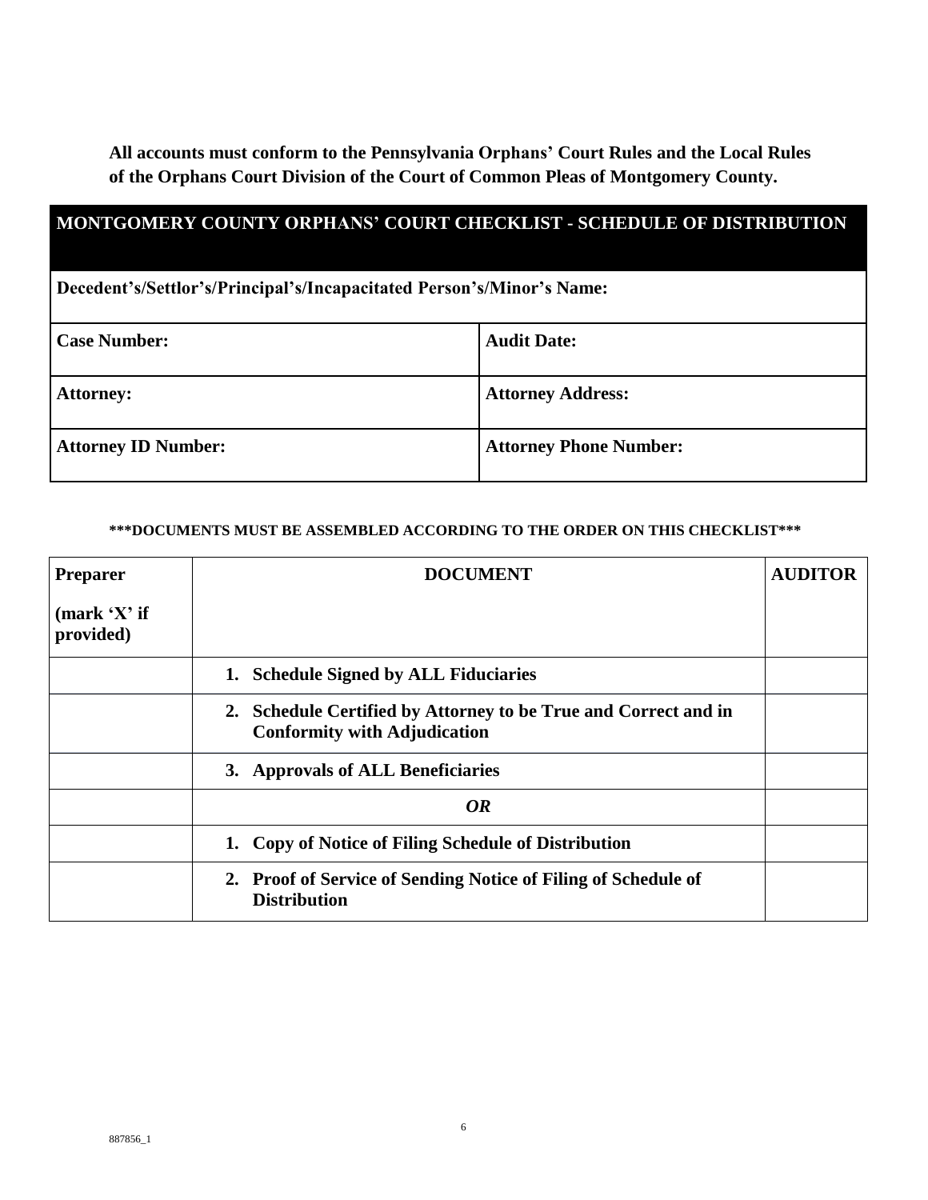**All accounts must conform to the Pennsylvania Orphans' Court Rules and the Local Rules of the Orphans Court Division of the Court of Common Pleas of Montgomery County.**

| MONTGOMERY COUNTY ORPHANS' COURT CHECKLIST - SCHEDULE OF DISTRIBUTION | |
|---|---|
| **Decedent's/Settlor's/Principal's/Incapacitated Person's/Minor's Name:** | |
| **Case Number:** | **Audit Date:** |
| **Attorney:** | **Attorney Address:** |
| **Attorney ID Number:** | **Attorney Phone Number:** |

**\*\*\*DOCUMENTS MUST BE ASSEMBLED ACCORDING TO THE ORDER ON THIS CHECKLIST\*\*\***

| **Preparer (mark 'X' if provided)** | **DOCUMENT** | **AUDITOR** |
|---|---|---|
| | **1. Schedule Signed by ALL Fiduciaries** | |
| | **2. Schedule Certified by Attorney to be True and Correct and in Conformity with Adjudication** | |
| | **3. Approvals of ALL Beneficiaries** | |
| | ***OR*** | |
| | **1. Copy of Notice of Filing Schedule of Distribution** | |
| | **2. Proof of Service of Sending Notice of Filing of Schedule of Distribution** | |

887856_1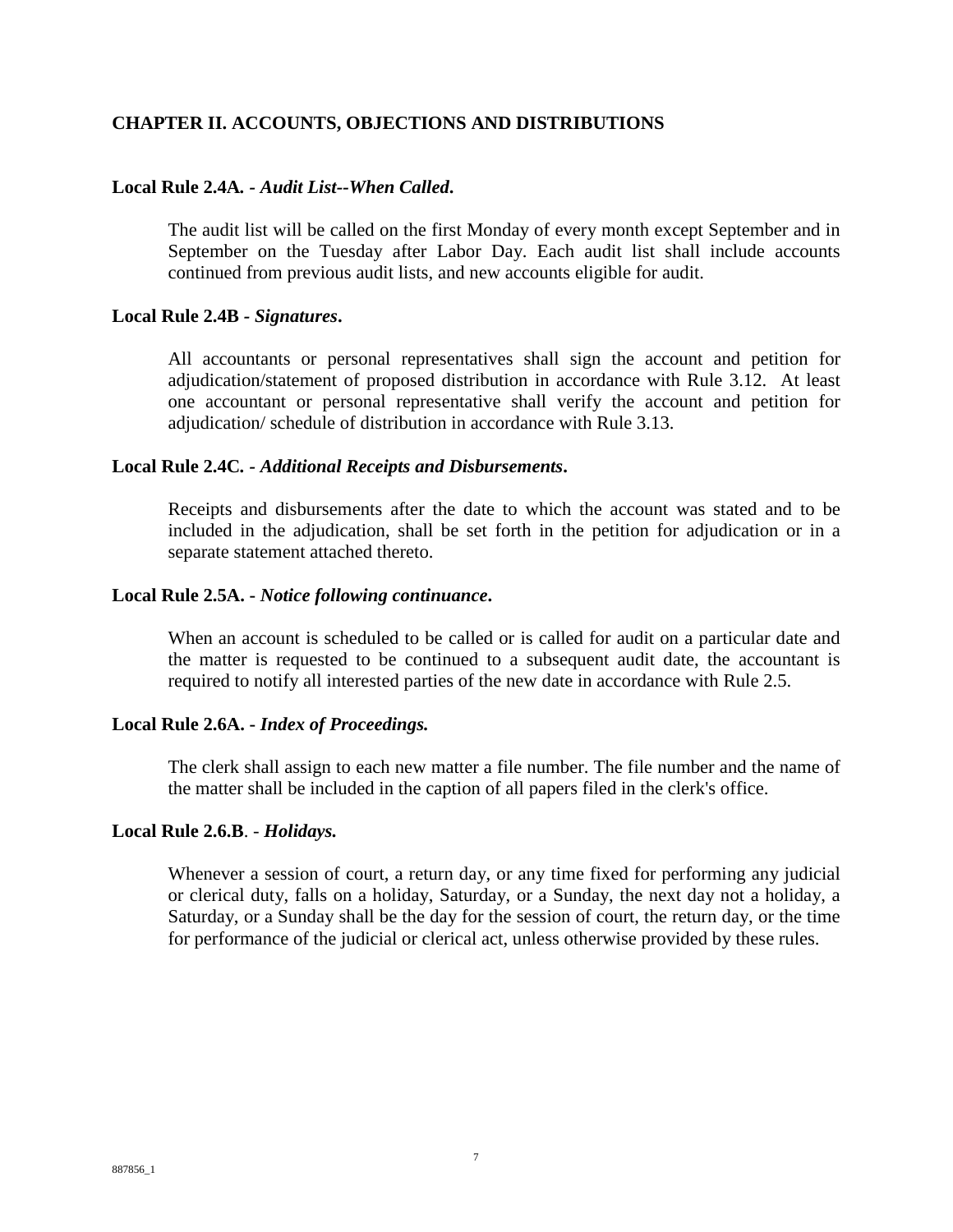## CHAPTER II. ACCOUNTS, OBJECTIONS AND DISTRIBUTIONS

**Local Rule 2.4A. -** ***Audit List--When Called*****.**

The audit list will be called on the first Monday of every month except September and in September on the Tuesday after Labor Day. Each audit list shall include accounts continued from previous audit lists, and new accounts eligible for audit.

**Local Rule 2.4B -** ***Signatures*****.**

All accountants or personal representatives shall sign the account and petition for adjudication/statement of proposed distribution in accordance with Rule 3.12. At least one accountant or personal representative shall verify the account and petition for adjudication/ schedule of distribution in accordance with Rule 3.13.

**Local Rule 2.4C. -** ***Additional Receipts and Disbursements*****.**

Receipts and disbursements after the date to which the account was stated and to be included in the adjudication, shall be set forth in the petition for adjudication or in a separate statement attached thereto.

**Local Rule 2.5A. -** ***Notice following continuance*****.**

When an account is scheduled to be called or is called for audit on a particular date and the matter is requested to be continued to a subsequent audit date, the accountant is required to notify all interested parties of the new date in accordance with Rule 2.5.

**Local Rule 2.6A. -** ***Index of Proceedings.***

The clerk shall assign to each new matter a file number. The file number and the name of the matter shall be included in the caption of all papers filed in the clerk's office.

**Local Rule 2.6.B**. - ***Holidays.***

Whenever a session of court, a return day, or any time fixed for performing any judicial or clerical duty, falls on a holiday, Saturday, or a Sunday, the next day not a holiday, a Saturday, or a Sunday shall be the day for the session of court, the return day, or the time for performance of the judicial or clerical act, unless otherwise provided by these rules.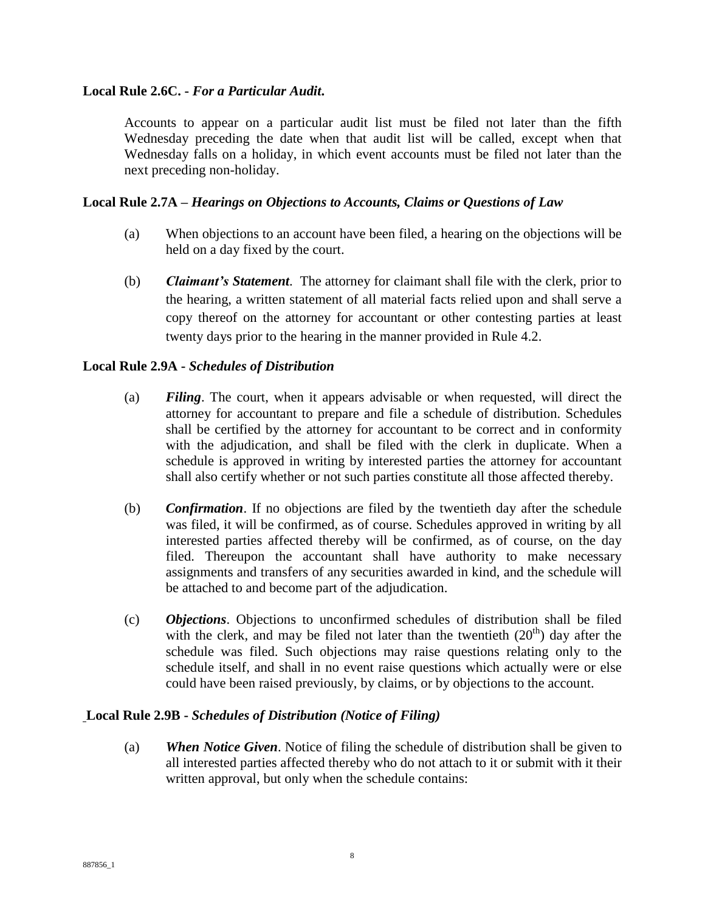**Local Rule 2.6C. -** ***For a Particular Audit*****.**

Accounts to appear on a particular audit list must be filed not later than the fifth Wednesday preceding the date when that audit list will be called, except when that Wednesday falls on a holiday, in which event accounts must be filed not later than the next preceding non-holiday.

**Local Rule 2.7A –** ***Hearings on Objections to Accounts, Claims or Questions of Law***

(a) When objections to an account have been filed, a hearing on the objections will be held on a day fixed by the court.

(b) ***Claimant's Statement***. The attorney for claimant shall file with the clerk, prior to the hearing, a written statement of all material facts relied upon and shall serve a copy thereof on the attorney for accountant or other contesting parties at least twenty days prior to the hearing in the manner provided in Rule 4.2.

**Local Rule 2.9A -** ***Schedules of Distribution***

(a) ***Filing***. The court, when it appears advisable or when requested, will direct the attorney for accountant to prepare and file a schedule of distribution. Schedules shall be certified by the attorney for accountant to be correct and in conformity with the adjudication, and shall be filed with the clerk in duplicate. When a schedule is approved in writing by interested parties the attorney for accountant shall also certify whether or not such parties constitute all those affected thereby.

(b) ***Confirmation***. If no objections are filed by the twentieth day after the schedule was filed, it will be confirmed, as of course. Schedules approved in writing by all interested parties affected thereby will be confirmed, as of course, on the day filed. Thereupon the accountant shall have authority to make necessary assignments and transfers of any securities awarded in kind, and the schedule will be attached to and become part of the adjudication.

(c) ***Objections***. Objections to unconfirmed schedules of distribution shall be filed with the clerk, and may be filed not later than the twentieth (20th) day after the schedule was filed. Such objections may raise questions relating only to the schedule itself, and shall in no event raise questions which actually were or else could have been raised previously, by claims, or by objections to the account.

**Local Rule 2.9B -** ***Schedules of Distribution (Notice of Filing)***

(a) ***When Notice Given***. Notice of filing the schedule of distribution shall be given to all interested parties affected thereby who do not attach to it or submit with it their written approval, but only when the schedule contains: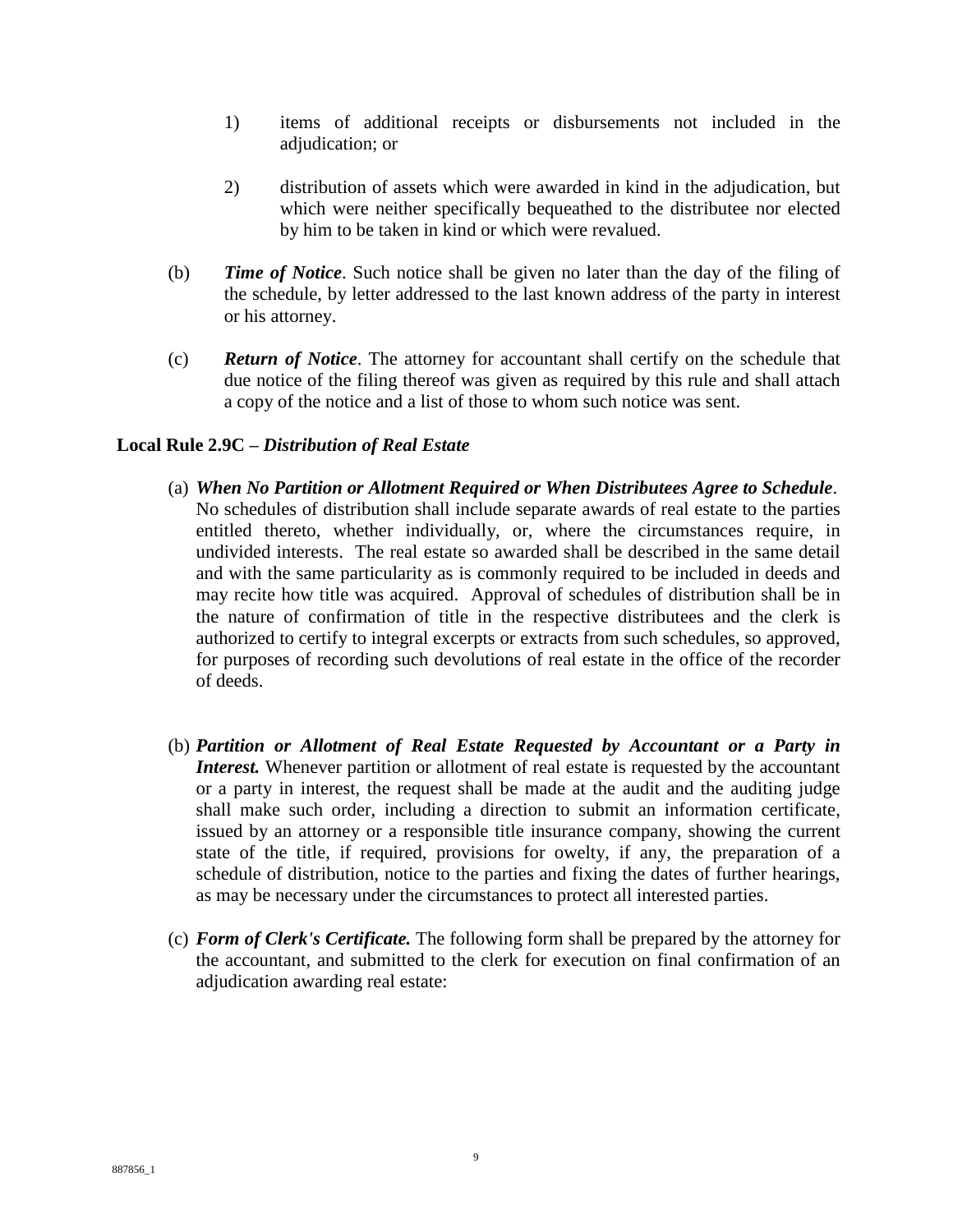1) items of additional receipts or disbursements not included in the adjudication; or

2) distribution of assets which were awarded in kind in the adjudication, but which were neither specifically bequeathed to the distributee nor elected by him to be taken in kind or which were revalued.

(b) ***Time of Notice***. Such notice shall be given no later than the day of the filing of the schedule, by letter addressed to the last known address of the party in interest or his attorney.

(c) ***Return of Notice***. The attorney for accountant shall certify on the schedule that due notice of the filing thereof was given as required by this rule and shall attach a copy of the notice and a list of those to whom such notice was sent.

**Local Rule 2.9C – *Distribution of Real Estate***

(a) ***When No Partition or Allotment Required or When Distributees Agree to Schedule***. No schedules of distribution shall include separate awards of real estate to the parties entitled thereto, whether individually, or, where the circumstances require, in undivided interests. The real estate so awarded shall be described in the same detail and with the same particularity as is commonly required to be included in deeds and may recite how title was acquired. Approval of schedules of distribution shall be in the nature of confirmation of title in the respective distributees and the clerk is authorized to certify to integral excerpts or extracts from such schedules, so approved, for purposes of recording such devolutions of real estate in the office of the recorder of deeds.

(b) ***Partition or Allotment of Real Estate Requested by Accountant or a Party in Interest.*** Whenever partition or allotment of real estate is requested by the accountant or a party in interest, the request shall be made at the audit and the auditing judge shall make such order, including a direction to submit an information certificate, issued by an attorney or a responsible title insurance company, showing the current state of the title, if required, provisions for owelty, if any, the preparation of a schedule of distribution, notice to the parties and fixing the dates of further hearings, as may be necessary under the circumstances to protect all interested parties.

(c) ***Form of Clerk's Certificate.*** The following form shall be prepared by the attorney for the accountant, and submitted to the clerk for execution on final confirmation of an adjudication awarding real estate: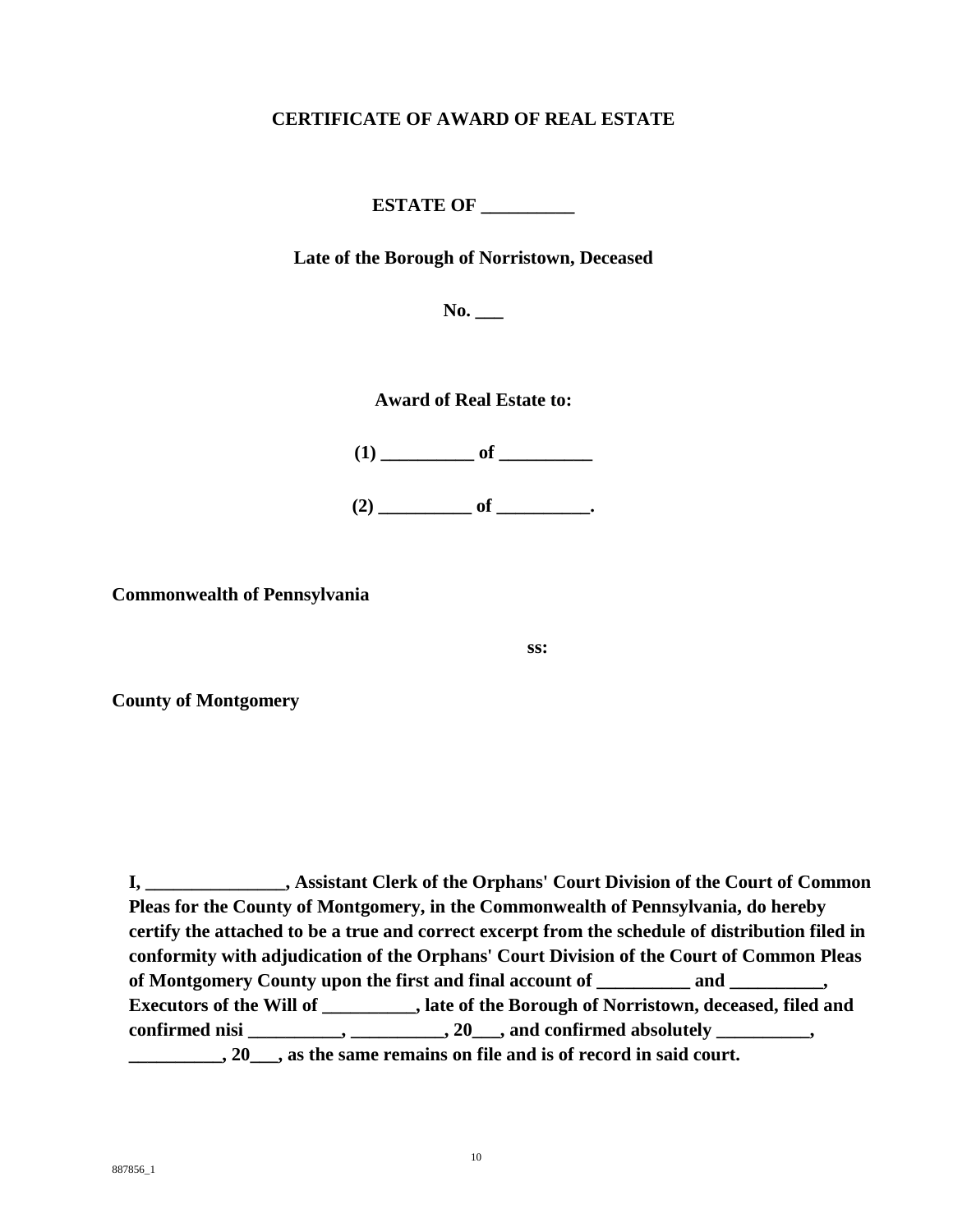**CERTIFICATE OF AWARD OF REAL ESTATE**

**ESTATE OF __________**

**Late of the Borough of Norristown, Deceased**

**No. ___**

**Award of Real Estate to:**

**(1) __________ of __________**

**(2) __________ of __________.**

**Commonwealth of Pennsylvania**

**ss:**

**County of Montgomery**

**I, _______________, Assistant Clerk of the Orphans' Court Division of the Court of Common Pleas for the County of Montgomery, in the Commonwealth of Pennsylvania, do hereby certify the attached to be a true and correct excerpt from the schedule of distribution filed in conformity with adjudication of the Orphans' Court Division of the Court of Common Pleas of Montgomery County upon the first and final account of __________ and __________, Executors of the Will of __________, late of the Borough of Norristown, deceased, filed and confirmed nisi __________, __________, 20___, and confirmed absolutely __________, __________, 20___, as the same remains on file and is of record in said court.**

887856_1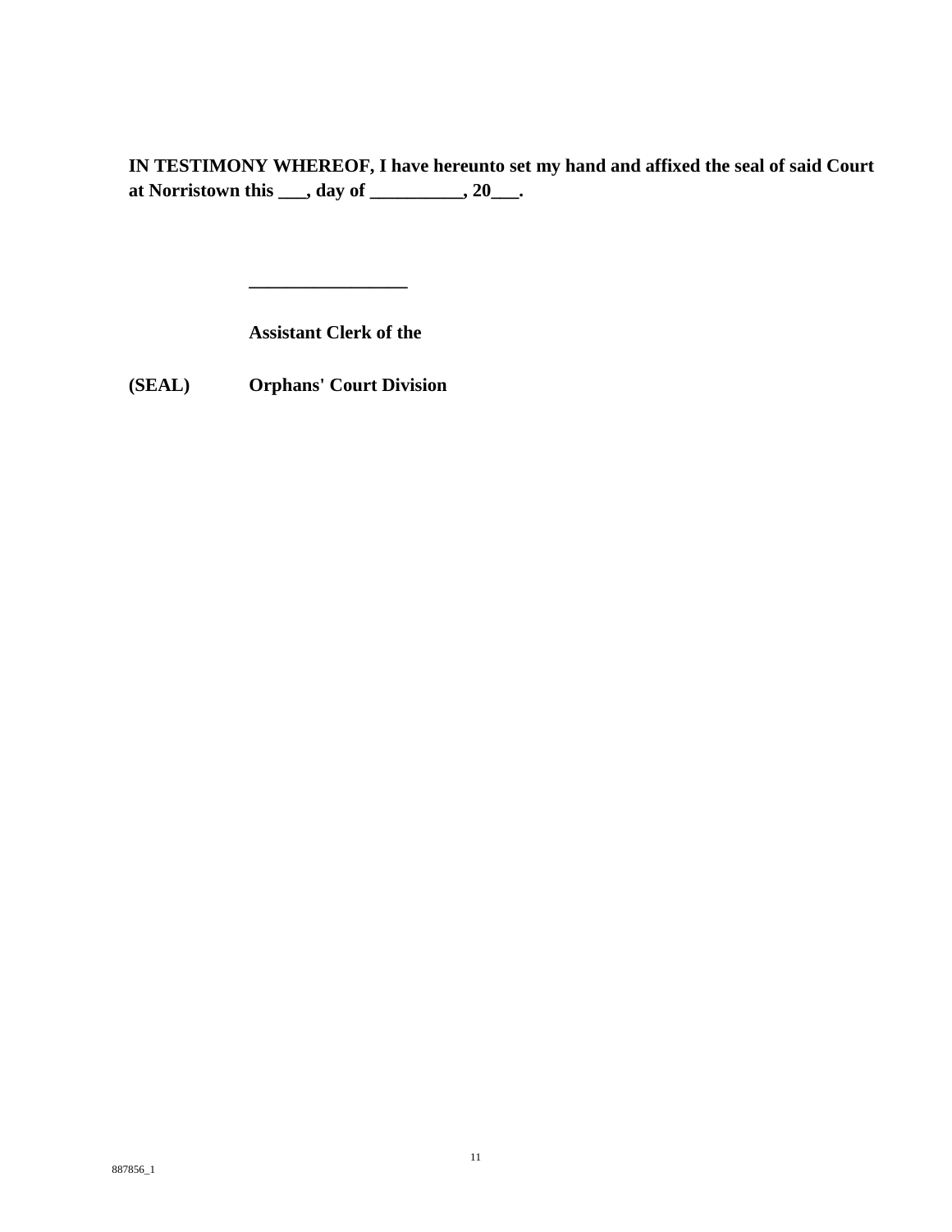**IN TESTIMONY WHEREOF, I have hereunto set my hand and affixed the seal of said Court at Norristown this ___, day of __________, 20___.**

**_________________**

**Assistant Clerk of the**

**(SEAL) Orphans' Court Division**

887856_1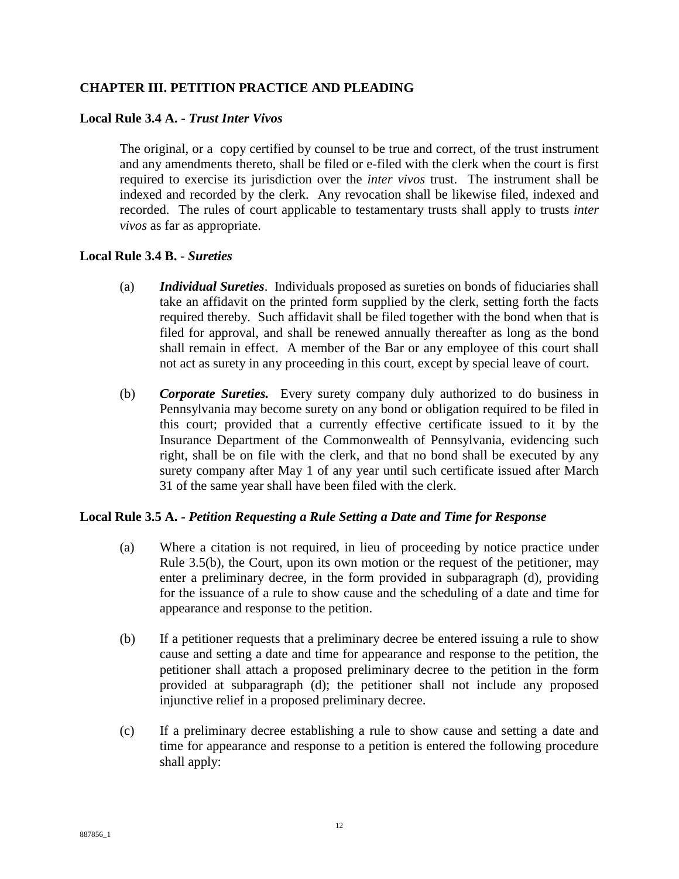## CHAPTER III. PETITION PRACTICE AND PLEADING

### Local Rule 3.4 A. - *Trust Inter Vivos*

The original, or a copy certified by counsel to be true and correct, of the trust instrument and any amendments thereto, shall be filed or e-filed with the clerk when the court is first required to exercise its jurisdiction over the *inter vivos* trust. The instrument shall be indexed and recorded by the clerk. Any revocation shall be likewise filed, indexed and recorded. The rules of court applicable to testamentary trusts shall apply to trusts *inter vivos* as far as appropriate.

### Local Rule 3.4 B. - *Sureties*

(a) ***Individual Sureties***. Individuals proposed as sureties on bonds of fiduciaries shall take an affidavit on the printed form supplied by the clerk, setting forth the facts required thereby. Such affidavit shall be filed together with the bond when that is filed for approval, and shall be renewed annually thereafter as long as the bond shall remain in effect. A member of the Bar or any employee of this court shall not act as surety in any proceeding in this court, except by special leave of court.

(b) ***Corporate Sureties.*** Every surety company duly authorized to do business in Pennsylvania may become surety on any bond or obligation required to be filed in this court; provided that a currently effective certificate issued to it by the Insurance Department of the Commonwealth of Pennsylvania, evidencing such right, shall be on file with the clerk, and that no bond shall be executed by any surety company after May 1 of any year until such certificate issued after March 31 of the same year shall have been filed with the clerk.

### Local Rule 3.5 A. - *Petition Requesting a Rule Setting a Date and Time for Response*

(a) Where a citation is not required, in lieu of proceeding by notice practice under Rule 3.5(b), the Court, upon its own motion or the request of the petitioner, may enter a preliminary decree, in the form provided in subparagraph (d), providing for the issuance of a rule to show cause and the scheduling of a date and time for appearance and response to the petition.

(b) If a petitioner requests that a preliminary decree be entered issuing a rule to show cause and setting a date and time for appearance and response to the petition, the petitioner shall attach a proposed preliminary decree to the petition in the form provided at subparagraph (d); the petitioner shall not include any proposed injunctive relief in a proposed preliminary decree.

(c) If a preliminary decree establishing a rule to show cause and setting a date and time for appearance and response to a petition is entered the following procedure shall apply: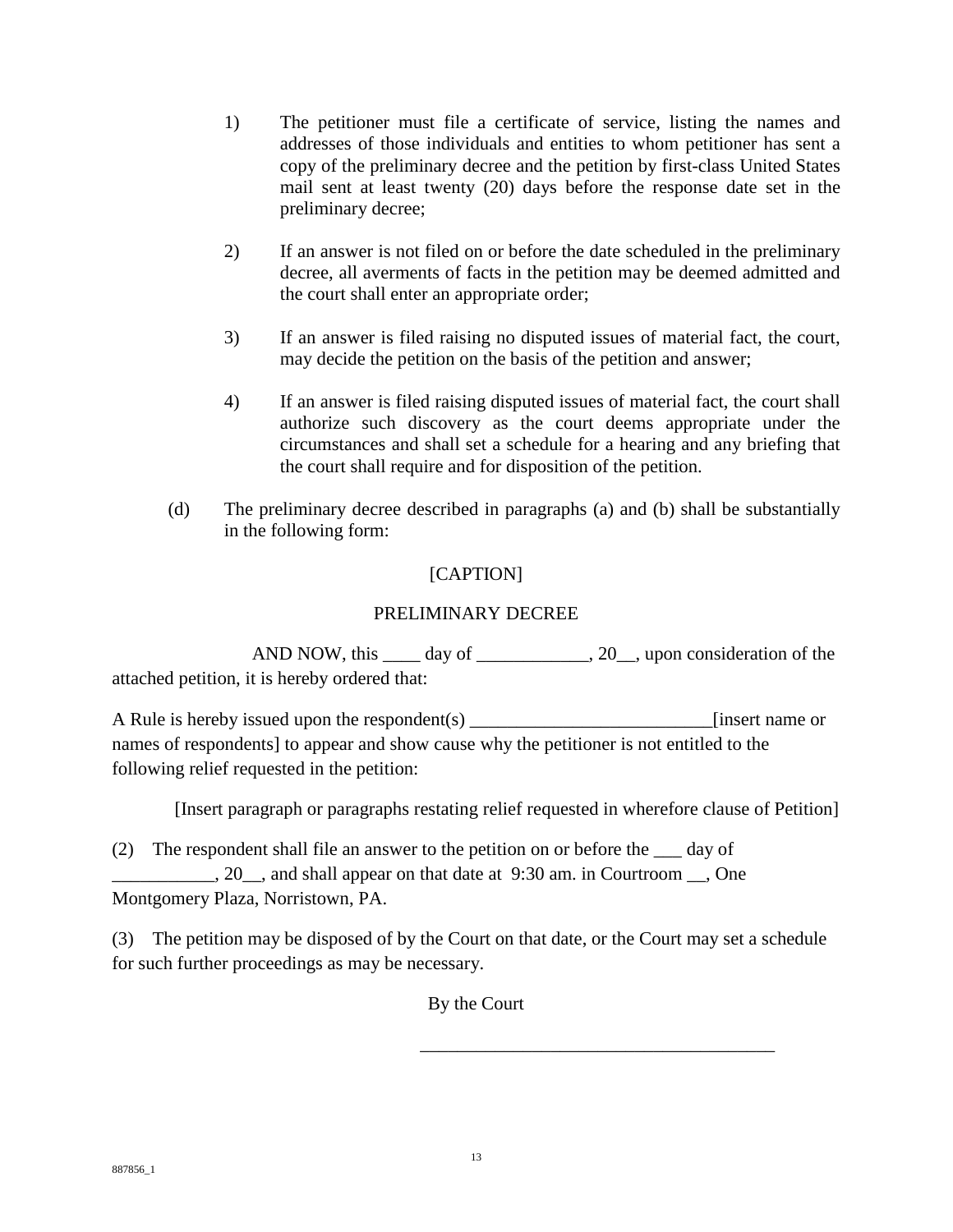1) The petitioner must file a certificate of service, listing the names and addresses of those individuals and entities to whom petitioner has sent a copy of the preliminary decree and the petition by first-class United States mail sent at least twenty (20) days before the response date set in the preliminary decree;

2) If an answer is not filed on or before the date scheduled in the preliminary decree, all averments of facts in the petition may be deemed admitted and the court shall enter an appropriate order;

3) If an answer is filed raising no disputed issues of material fact, the court, may decide the petition on the basis of the petition and answer;

4) If an answer is filed raising disputed issues of material fact, the court shall authorize such discovery as the court deems appropriate under the circumstances and shall set a schedule for a hearing and any briefing that the court shall require and for disposition of the petition.

(d) The preliminary decree described in paragraphs (a) and (b) shall be substantially in the following form:

[CAPTION]

PRELIMINARY DECREE

AND NOW, this ____ day of ____________, 20__, upon consideration of the attached petition, it is hereby ordered that:

A Rule is hereby issued upon the respondent(s) __________________________[insert name or names of respondents] to appear and show cause why the petitioner is not entitled to the following relief requested in the petition:

[Insert paragraph or paragraphs restating relief requested in wherefore clause of Petition]

(2) The respondent shall file an answer to the petition on or before the ___ day of ___________, 20__, and shall appear on that date at 9:30 am. in Courtroom __, One Montgomery Plaza, Norristown, PA.

(3) The petition may be disposed of by the Court on that date, or the Court may set a schedule for such further proceedings as may be necessary.

By the Court

______________________________________

887856_1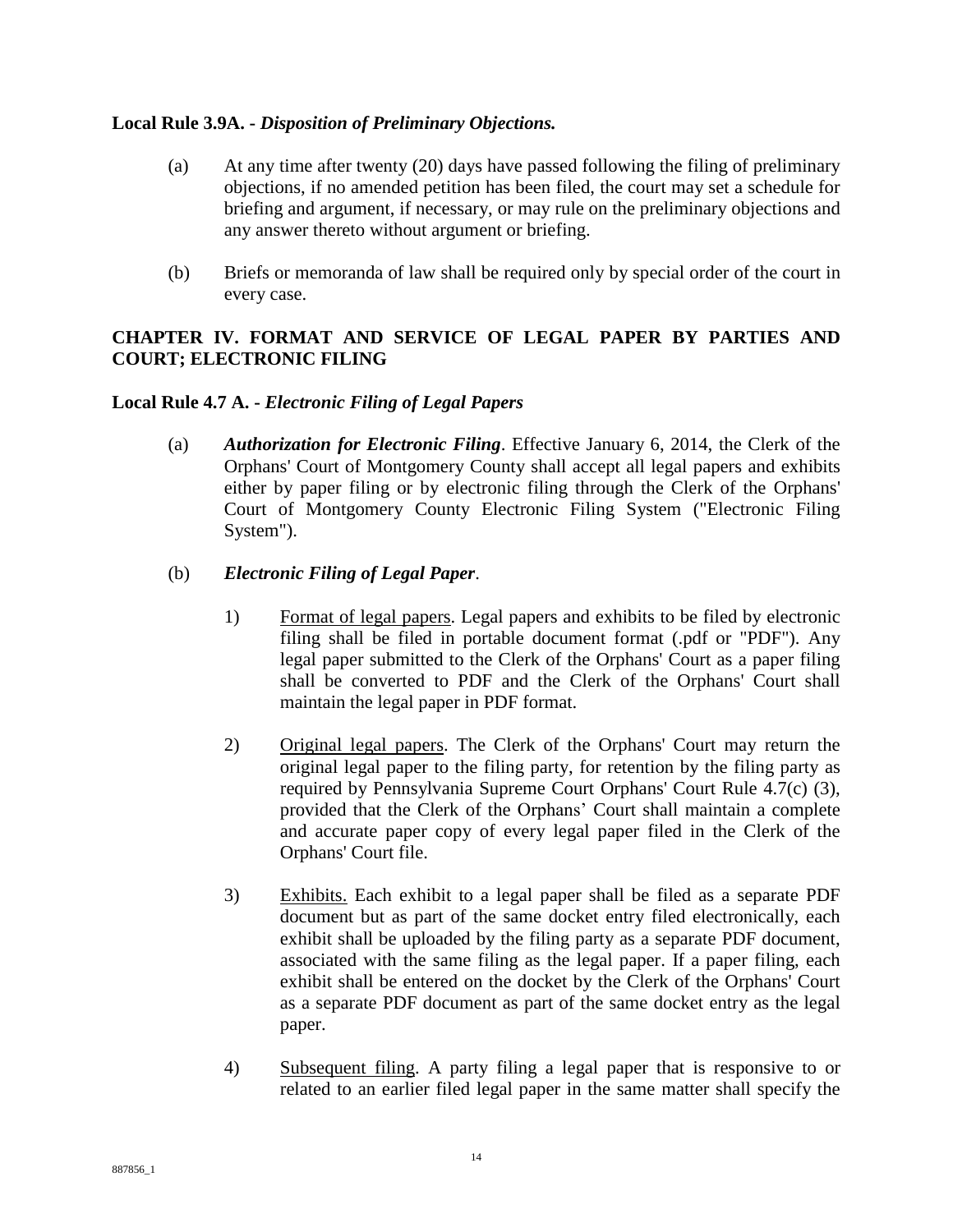**Local Rule 3.9A. -** ***Disposition of Preliminary Objections.***

(a) At any time after twenty (20) days have passed following the filing of preliminary objections, if no amended petition has been filed, the court may set a schedule for briefing and argument, if necessary, or may rule on the preliminary objections and any answer thereto without argument or briefing.

(b) Briefs or memoranda of law shall be required only by special order of the court in every case.

## CHAPTER IV. FORMAT AND SERVICE OF LEGAL PAPER BY PARTIES AND COURT; ELECTRONIC FILING

**Local Rule 4.7 A. -** ***Electronic Filing of Legal Papers***

(a) ***Authorization for Electronic Filing***. Effective January 6, 2014, the Clerk of the Orphans' Court of Montgomery County shall accept all legal papers and exhibits either by paper filing or by electronic filing through the Clerk of the Orphans' Court of Montgomery County Electronic Filing System ("Electronic Filing System").

(b) ***Electronic Filing of Legal Paper***.

1) Format of legal papers. Legal papers and exhibits to be filed by electronic filing shall be filed in portable document format (.pdf or "PDF"). Any legal paper submitted to the Clerk of the Orphans' Court as a paper filing shall be converted to PDF and the Clerk of the Orphans' Court shall maintain the legal paper in PDF format.

2) Original legal papers. The Clerk of the Orphans' Court may return the original legal paper to the filing party, for retention by the filing party as required by Pennsylvania Supreme Court Orphans' Court Rule 4.7(c) (3), provided that the Clerk of the Orphans' Court shall maintain a complete and accurate paper copy of every legal paper filed in the Clerk of the Orphans' Court file.

3) Exhibits. Each exhibit to a legal paper shall be filed as a separate PDF document but as part of the same docket entry filed electronically, each exhibit shall be uploaded by the filing party as a separate PDF document, associated with the same filing as the legal paper. If a paper filing, each exhibit shall be entered on the docket by the Clerk of the Orphans' Court as a separate PDF document as part of the same docket entry as the legal paper.

4) Subsequent filing. A party filing a legal paper that is responsive to or related to an earlier filed legal paper in the same matter shall specify the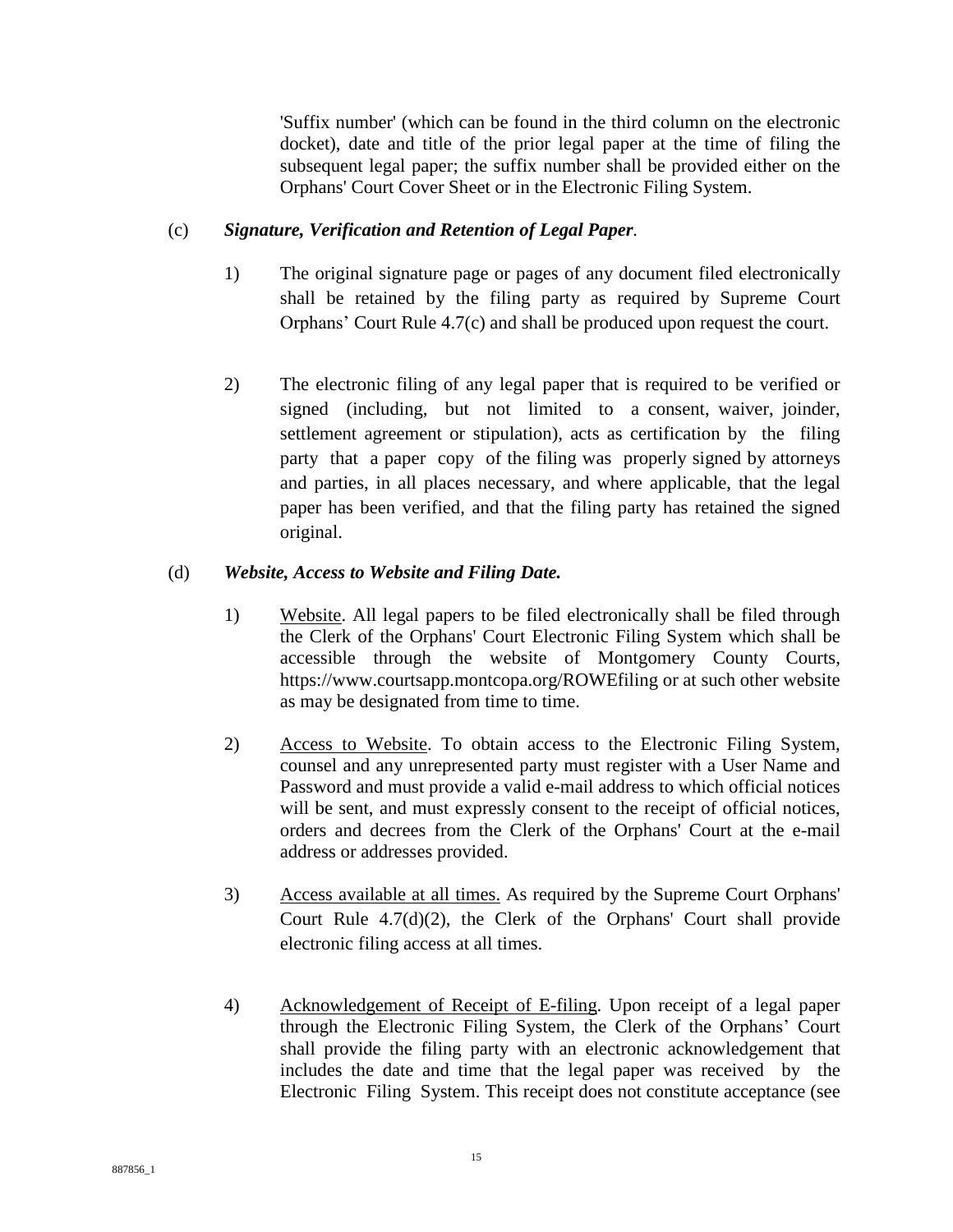'Suffix number' (which can be found in the third column on the electronic docket), date and title of the prior legal paper at the time of filing the subsequent legal paper; the suffix number shall be provided either on the Orphans' Court Cover Sheet or in the Electronic Filing System.

(c) ***Signature, Verification and Retention of Legal Paper.***

1) The original signature page or pages of any document filed electronically shall be retained by the filing party as required by Supreme Court Orphans' Court Rule 4.7(c) and shall be produced upon request the court.

2) The electronic filing of any legal paper that is required to be verified or signed (including, but not limited to a consent, waiver, joinder, settlement agreement or stipulation), acts as certification by the filing party that a paper copy of the filing was properly signed by attorneys and parties, in all places necessary, and where applicable, that the legal paper has been verified, and that the filing party has retained the signed original.

(d) ***Website, Access to Website and Filing Date.***

1) Website. All legal papers to be filed electronically shall be filed through the Clerk of the Orphans' Court Electronic Filing System which shall be accessible through the website of Montgomery County Courts, https://www.courtsapp.montcopa.org/ROWEfiling or at such other website as may be designated from time to time.

2) Access to Website. To obtain access to the Electronic Filing System, counsel and any unrepresented party must register with a User Name and Password and must provide a valid e-mail address to which official notices will be sent, and must expressly consent to the receipt of official notices, orders and decrees from the Clerk of the Orphans' Court at the e-mail address or addresses provided.

3) Access available at all times. As required by the Supreme Court Orphans' Court Rule 4.7(d)(2), the Clerk of the Orphans' Court shall provide electronic filing access at all times.

4) Acknowledgement of Receipt of E-filing. Upon receipt of a legal paper through the Electronic Filing System, the Clerk of the Orphans' Court shall provide the filing party with an electronic acknowledgement that includes the date and time that the legal paper was received by the Electronic Filing System. This receipt does not constitute acceptance (see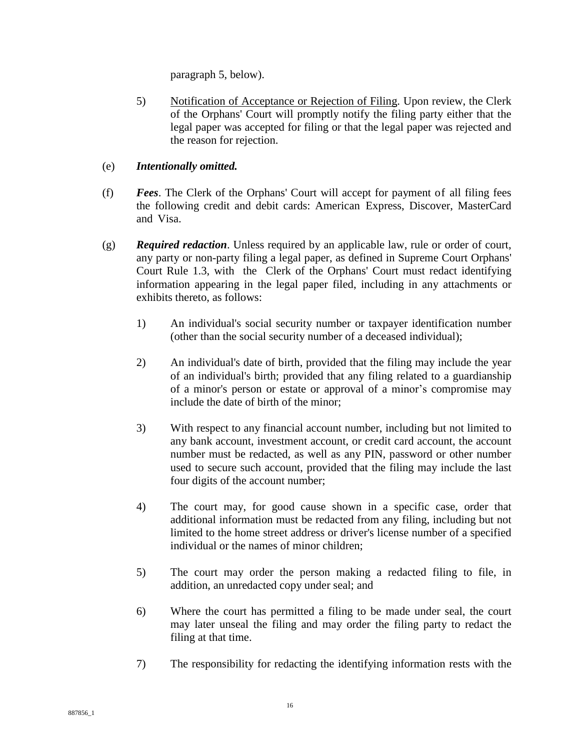paragraph 5, below).

5) Notification of Acceptance or Rejection of Filing. Upon review, the Clerk of the Orphans' Court will promptly notify the filing party either that the legal paper was accepted for filing or that the legal paper was rejected and the reason for rejection.

(e) ***Intentionally omitted.***

(f) ***Fees***. The Clerk of the Orphans' Court will accept for payment of all filing fees the following credit and debit cards: American Express, Discover, MasterCard and Visa.

(g) ***Required redaction***. Unless required by an applicable law, rule or order of court, any party or non-party filing a legal paper, as defined in Supreme Court Orphans' Court Rule 1.3, with the Clerk of the Orphans' Court must redact identifying information appearing in the legal paper filed, including in any attachments or exhibits thereto, as follows:

1) An individual's social security number or taxpayer identification number (other than the social security number of a deceased individual);

2) An individual's date of birth, provided that the filing may include the year of an individual's birth; provided that any filing related to a guardianship of a minor's person or estate or approval of a minor's compromise may include the date of birth of the minor;

3) With respect to any financial account number, including but not limited to any bank account, investment account, or credit card account, the account number must be redacted, as well as any PIN, password or other number used to secure such account, provided that the filing may include the last four digits of the account number;

4) The court may, for good cause shown in a specific case, order that additional information must be redacted from any filing, including but not limited to the home street address or driver's license number of a specified individual or the names of minor children;

5) The court may order the person making a redacted filing to file, in addition, an unredacted copy under seal; and

6) Where the court has permitted a filing to be made under seal, the court may later unseal the filing and may order the filing party to redact the filing at that time.

7) The responsibility for redacting the identifying information rests with the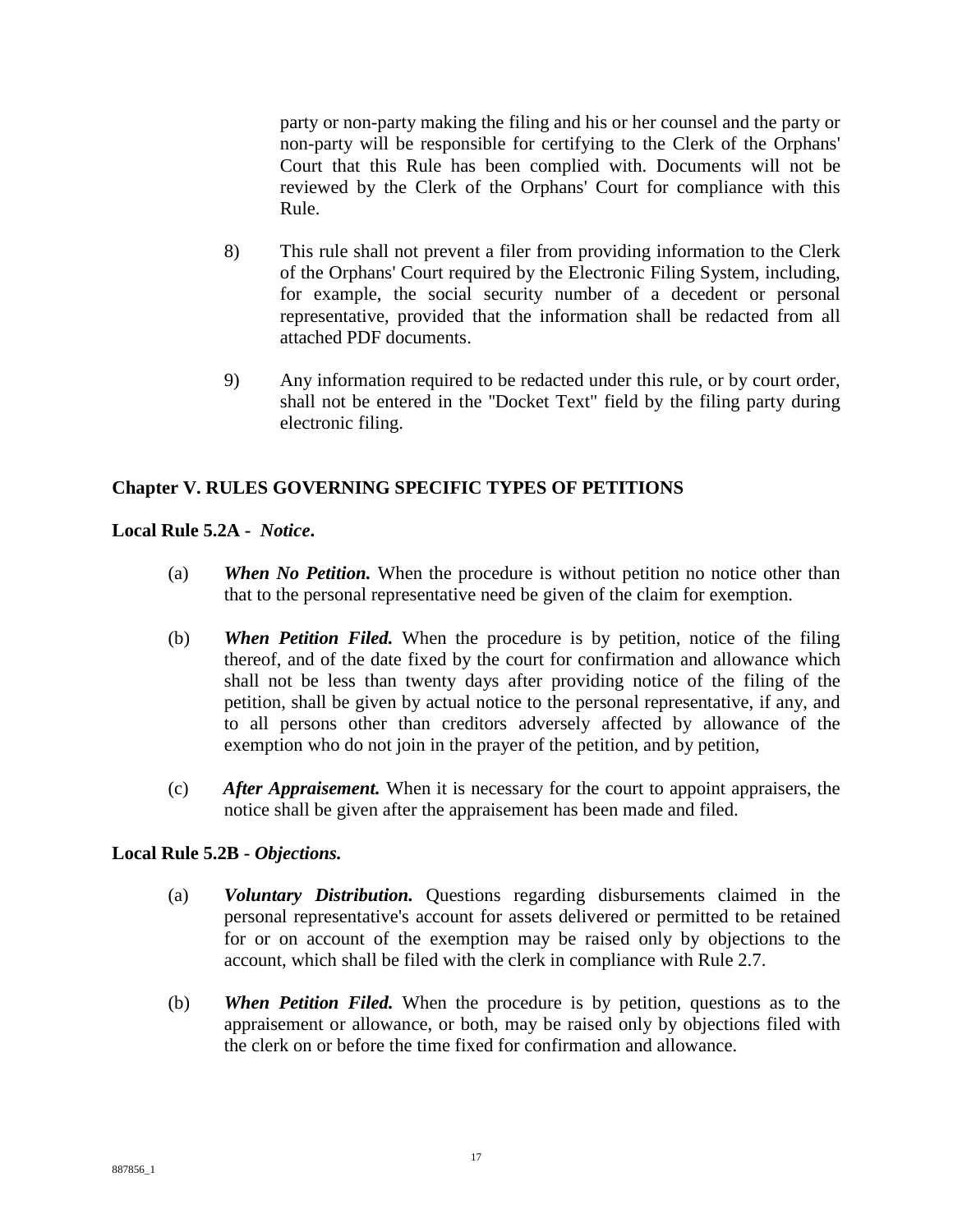party or non-party making the filing and his or her counsel and the party or non-party will be responsible for certifying to the Clerk of the Orphans' Court that this Rule has been complied with. Documents will not be reviewed by the Clerk of the Orphans' Court for compliance with this Rule.

8) This rule shall not prevent a filer from providing information to the Clerk of the Orphans' Court required by the Electronic Filing System, including, for example, the social security number of a decedent or personal representative, provided that the information shall be redacted from all attached PDF documents.

9) Any information required to be redacted under this rule, or by court order, shall not be entered in the "Docket Text" field by the filing party during electronic filing.

## Chapter V. RULES GOVERNING SPECIFIC TYPES OF PETITIONS

### Local Rule 5.2A - *Notice*.

(a) ***When No Petition.*** When the procedure is without petition no notice other than that to the personal representative need be given of the claim for exemption.

(b) ***When Petition Filed.*** When the procedure is by petition, notice of the filing thereof, and of the date fixed by the court for confirmation and allowance which shall not be less than twenty days after providing notice of the filing of the petition, shall be given by actual notice to the personal representative, if any, and to all persons other than creditors adversely affected by allowance of the exemption who do not join in the prayer of the petition, and by petition,

(c) ***After Appraisement.*** When it is necessary for the court to appoint appraisers, the notice shall be given after the appraisement has been made and filed.

### Local Rule 5.2B - *Objections.*

(a) ***Voluntary Distribution.*** Questions regarding disbursements claimed in the personal representative's account for assets delivered or permitted to be retained for or on account of the exemption may be raised only by objections to the account, which shall be filed with the clerk in compliance with Rule 2.7.

(b) ***When Petition Filed.*** When the procedure is by petition, questions as to the appraisement or allowance, or both, may be raised only by objections filed with the clerk on or before the time fixed for confirmation and allowance.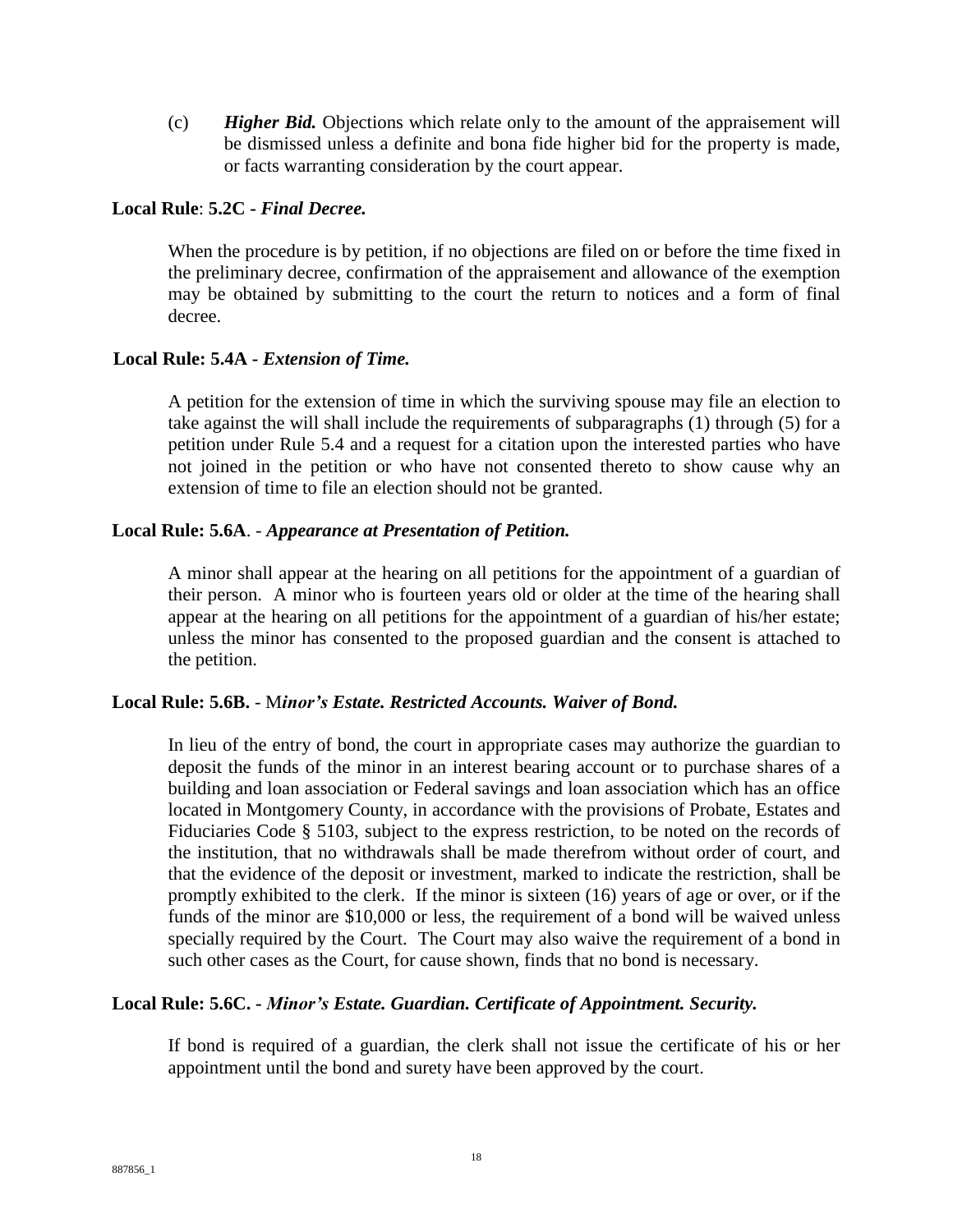(c) ***Higher Bid.*** Objections which relate only to the amount of the appraisement will be dismissed unless a definite and bona fide higher bid for the property is made, or facts warranting consideration by the court appear.

**Local Rule**: **5.2C -** ***Final Decree.***

When the procedure is by petition, if no objections are filed on or before the time fixed in the preliminary decree, confirmation of the appraisement and allowance of the exemption may be obtained by submitting to the court the return to notices and a form of final decree.

**Local Rule: 5.4A -** ***Extension of Time.***

A petition for the extension of time in which the surviving spouse may file an election to take against the will shall include the requirements of subparagraphs (1) through (5) for a petition under Rule 5.4 and a request for a citation upon the interested parties who have not joined in the petition or who have not consented thereto to show cause why an extension of time to file an election should not be granted.

**Local Rule: 5.6A**. - ***Appearance at Presentation of Petition.***

A minor shall appear at the hearing on all petitions for the appointment of a guardian of their person. A minor who is fourteen years old or older at the time of the hearing shall appear at the hearing on all petitions for the appointment of a guardian of his/her estate; unless the minor has consented to the proposed guardian and the consent is attached to the petition.

**Local Rule: 5.6B.** - M***inor's Estate. Restricted Accounts. Waiver of Bond.***

In lieu of the entry of bond, the court in appropriate cases may authorize the guardian to deposit the funds of the minor in an interest bearing account or to purchase shares of a building and loan association or Federal savings and loan association which has an office located in Montgomery County, in accordance with the provisions of Probate, Estates and Fiduciaries Code § 5103, subject to the express restriction, to be noted on the records of the institution, that no withdrawals shall be made therefrom without order of court, and that the evidence of the deposit or investment, marked to indicate the restriction, shall be promptly exhibited to the clerk. If the minor is sixteen (16) years of age or over, or if the funds of the minor are $10,000 or less, the requirement of a bond will be waived unless specially required by the Court. The Court may also waive the requirement of a bond in such other cases as the Court, for cause shown, finds that no bond is necessary.

**Local Rule: 5.6C. -** ***Minor's Estate. Guardian. Certificate of Appointment. Security.***

If bond is required of a guardian, the clerk shall not issue the certificate of his or her appointment until the bond and surety have been approved by the court.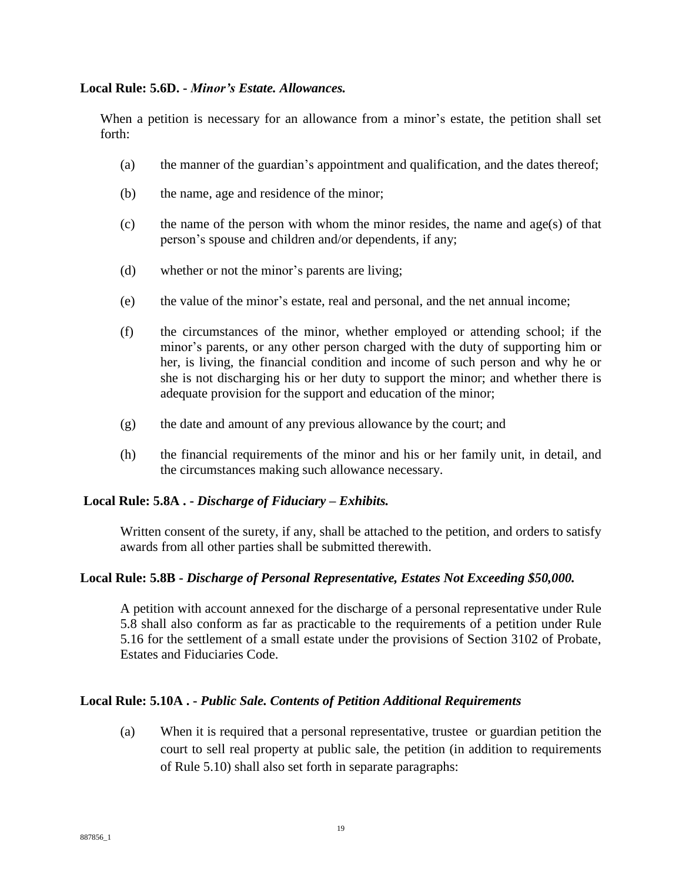**Local Rule: 5.6D. -** ***Minor's Estate. Allowances.***

When a petition is necessary for an allowance from a minor's estate, the petition shall set forth:

(a) the manner of the guardian's appointment and qualification, and the dates thereof;

(b) the name, age and residence of the minor;

(c) the name of the person with whom the minor resides, the name and age(s) of that person's spouse and children and/or dependents, if any;

(d) whether or not the minor's parents are living;

(e) the value of the minor's estate, real and personal, and the net annual income;

(f) the circumstances of the minor, whether employed or attending school; if the minor's parents, or any other person charged with the duty of supporting him or her, is living, the financial condition and income of such person and why he or she is not discharging his or her duty to support the minor; and whether there is adequate provision for the support and education of the minor;

(g) the date and amount of any previous allowance by the court; and

(h) the financial requirements of the minor and his or her family unit, in detail, and the circumstances making such allowance necessary.

**Local Rule: 5.8A . -** ***Discharge of Fiduciary – Exhibits.***

Written consent of the surety, if any, shall be attached to the petition, and orders to satisfy awards from all other parties shall be submitted therewith.

**Local Rule: 5.8B -** ***Discharge of Personal Representative, Estates Not Exceeding $50,000.***

A petition with account annexed for the discharge of a personal representative under Rule 5.8 shall also conform as far as practicable to the requirements of a petition under Rule 5.16 for the settlement of a small estate under the provisions of Section 3102 of Probate, Estates and Fiduciaries Code.

**Local Rule: 5.10A . -** ***Public Sale. Contents of Petition Additional Requirements***

(a) When it is required that a personal representative, trustee or guardian petition the court to sell real property at public sale, the petition (in addition to requirements of Rule 5.10) shall also set forth in separate paragraphs: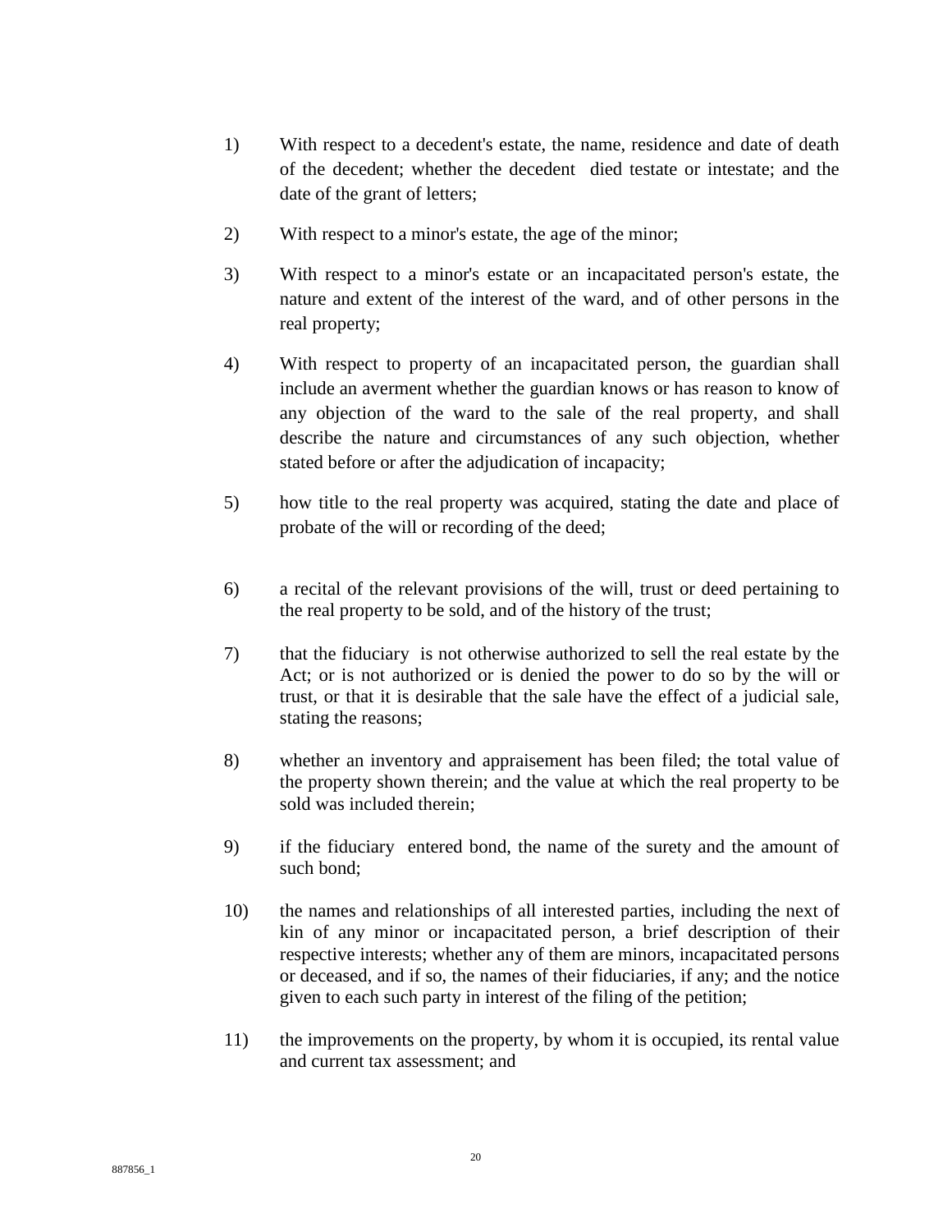1) With respect to a decedent's estate, the name, residence and date of death of the decedent; whether the decedent died testate or intestate; and the date of the grant of letters;

2) With respect to a minor's estate, the age of the minor;

3) With respect to a minor's estate or an incapacitated person's estate, the nature and extent of the interest of the ward, and of other persons in the real property;

4) With respect to property of an incapacitated person, the guardian shall include an averment whether the guardian knows or has reason to know of any objection of the ward to the sale of the real property, and shall describe the nature and circumstances of any such objection, whether stated before or after the adjudication of incapacity;

5) how title to the real property was acquired, stating the date and place of probate of the will or recording of the deed;

6) a recital of the relevant provisions of the will, trust or deed pertaining to the real property to be sold, and of the history of the trust;

7) that the fiduciary is not otherwise authorized to sell the real estate by the Act; or is not authorized or is denied the power to do so by the will or trust, or that it is desirable that the sale have the effect of a judicial sale, stating the reasons;

8) whether an inventory and appraisement has been filed; the total value of the property shown therein; and the value at which the real property to be sold was included therein;

9) if the fiduciary entered bond, the name of the surety and the amount of such bond;

10) the names and relationships of all interested parties, including the next of kin of any minor or incapacitated person, a brief description of their respective interests; whether any of them are minors, incapacitated persons or deceased, and if so, the names of their fiduciaries, if any; and the notice given to each such party in interest of the filing of the petition;

11) the improvements on the property, by whom it is occupied, its rental value and current tax assessment; and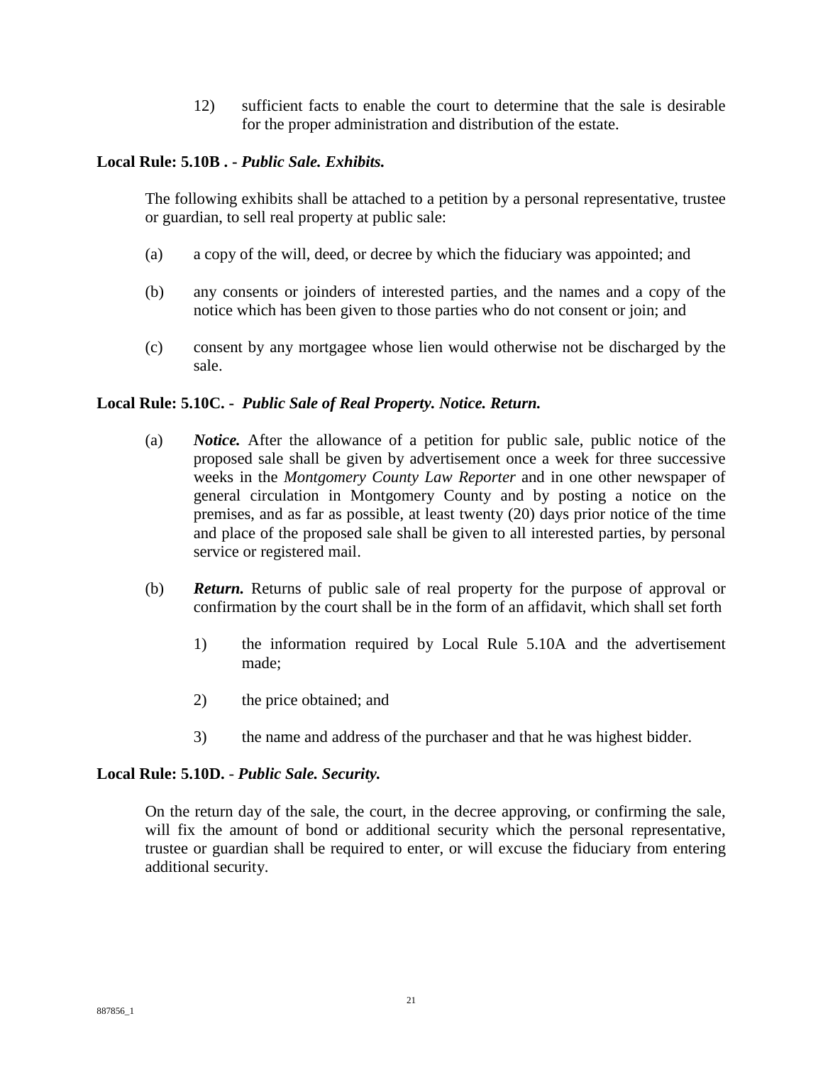12) sufficient facts to enable the court to determine that the sale is desirable for the proper administration and distribution of the estate.

**Local Rule: 5.10B . -** ***Public Sale. Exhibits.***

The following exhibits shall be attached to a petition by a personal representative, trustee or guardian, to sell real property at public sale:

(a) a copy of the will, deed, or decree by which the fiduciary was appointed; and

(b) any consents or joinders of interested parties, and the names and a copy of the notice which has been given to those parties who do not consent or join; and

(c) consent by any mortgagee whose lien would otherwise not be discharged by the sale.

**Local Rule: 5.10C. -** ***Public Sale of Real Property. Notice. Return.***

(a) ***Notice.*** After the allowance of a petition for public sale, public notice of the proposed sale shall be given by advertisement once a week for three successive weeks in the *Montgomery County Law Reporter* and in one other newspaper of general circulation in Montgomery County and by posting a notice on the premises, and as far as possible, at least twenty (20) days prior notice of the time and place of the proposed sale shall be given to all interested parties, by personal service or registered mail.

(b) ***Return.*** Returns of public sale of real property for the purpose of approval or confirmation by the court shall be in the form of an affidavit, which shall set forth

1) the information required by Local Rule 5.10A and the advertisement made;

2) the price obtained; and

3) the name and address of the purchaser and that he was highest bidder.

**Local Rule: 5.10D.** - ***Public Sale. Security.***

On the return day of the sale, the court, in the decree approving, or confirming the sale, will fix the amount of bond or additional security which the personal representative, trustee or guardian shall be required to enter, or will excuse the fiduciary from entering additional security.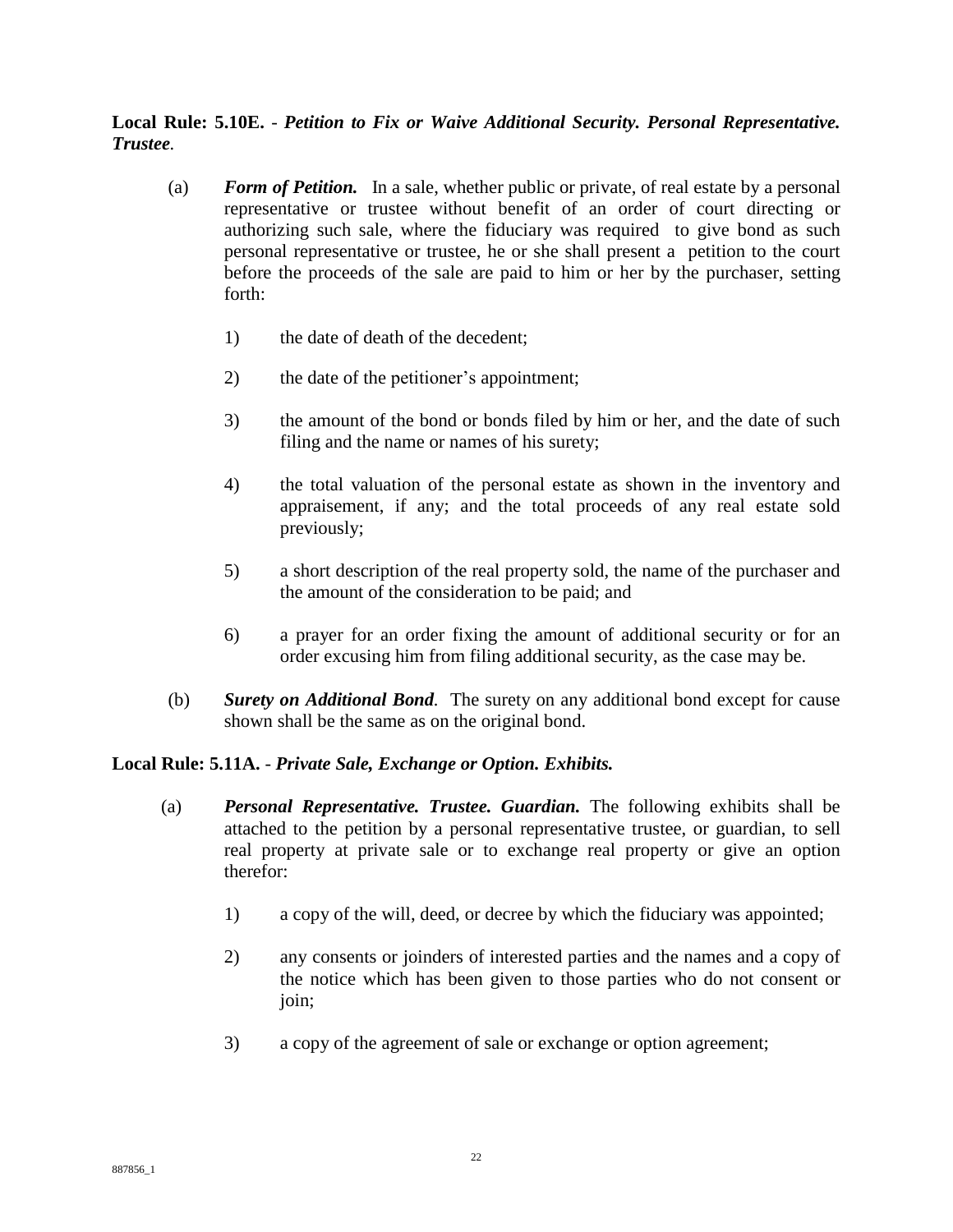**Local Rule: 5.10E.** - ***Petition to Fix or Waive Additional Security. Personal Representative. Trustee.***

(a) ***Form of Petition.*** In a sale, whether public or private, of real estate by a personal representative or trustee without benefit of an order of court directing or authorizing such sale, where the fiduciary was required to give bond as such personal representative or trustee, he or she shall present a petition to the court before the proceeds of the sale are paid to him or her by the purchaser, setting forth:

1) the date of death of the decedent;

2) the date of the petitioner's appointment;

3) the amount of the bond or bonds filed by him or her, and the date of such filing and the name or names of his surety;

4) the total valuation of the personal estate as shown in the inventory and appraisement, if any; and the total proceeds of any real estate sold previously;

5) a short description of the real property sold, the name of the purchaser and the amount of the consideration to be paid; and

6) a prayer for an order fixing the amount of additional security or for an order excusing him from filing additional security, as the case may be.

(b) ***Surety on Additional Bond.*** The surety on any additional bond except for cause shown shall be the same as on the original bond.

**Local Rule: 5.11A.** - ***Private Sale, Exchange or Option. Exhibits.***

(a) ***Personal Representative. Trustee. Guardian.*** The following exhibits shall be attached to the petition by a personal representative trustee, or guardian, to sell real property at private sale or to exchange real property or give an option therefor:

1) a copy of the will, deed, or decree by which the fiduciary was appointed;

2) any consents or joinders of interested parties and the names and a copy of the notice which has been given to those parties who do not consent or join;

3) a copy of the agreement of sale or exchange or option agreement;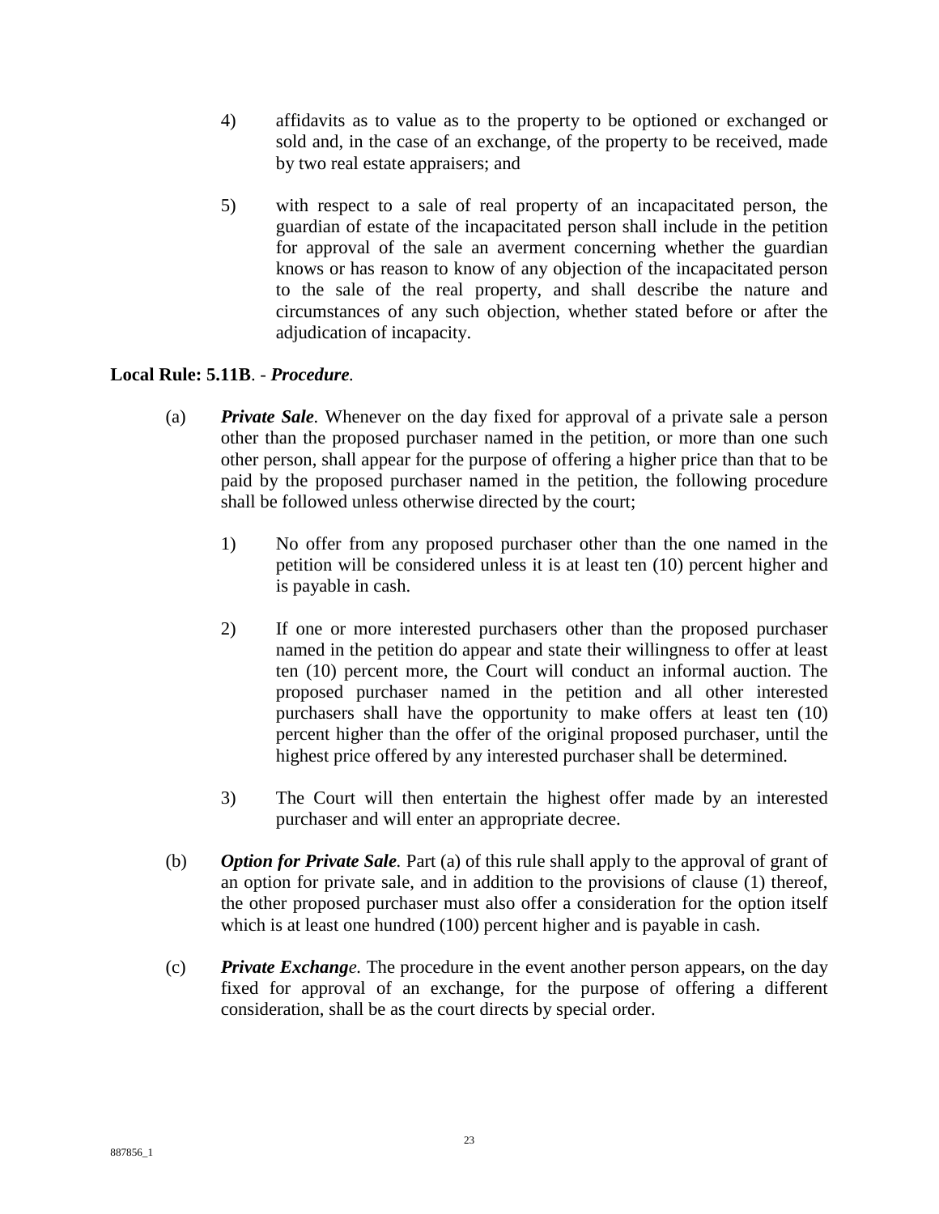4) affidavits as to value as to the property to be optioned or exchanged or sold and, in the case of an exchange, of the property to be received, made by two real estate appraisers; and

5) with respect to a sale of real property of an incapacitated person, the guardian of estate of the incapacitated person shall include in the petition for approval of the sale an averment concerning whether the guardian knows or has reason to know of any objection of the incapacitated person to the sale of the real property, and shall describe the nature and circumstances of any such objection, whether stated before or after the adjudication of incapacity.

**Local Rule: 5.11B**. - ***Procedure***.

(a) ***Private Sale***. Whenever on the day fixed for approval of a private sale a person other than the proposed purchaser named in the petition, or more than one such other person, shall appear for the purpose of offering a higher price than that to be paid by the proposed purchaser named in the petition, the following procedure shall be followed unless otherwise directed by the court;

1) No offer from any proposed purchaser other than the one named in the petition will be considered unless it is at least ten (10) percent higher and is payable in cash.

2) If one or more interested purchasers other than the proposed purchaser named in the petition do appear and state their willingness to offer at least ten (10) percent more, the Court will conduct an informal auction. The proposed purchaser named in the petition and all other interested purchasers shall have the opportunity to make offers at least ten (10) percent higher than the offer of the original proposed purchaser, until the highest price offered by any interested purchaser shall be determined.

3) The Court will then entertain the highest offer made by an interested purchaser and will enter an appropriate decree.

(b) ***Option for Private Sale***. Part (a) of this rule shall apply to the approval of grant of an option for private sale, and in addition to the provisions of clause (1) thereof, the other proposed purchaser must also offer a consideration for the option itself which is at least one hundred (100) percent higher and is payable in cash.

(c) ***Private Exchange***. The procedure in the event another person appears, on the day fixed for approval of an exchange, for the purpose of offering a different consideration, shall be as the court directs by special order.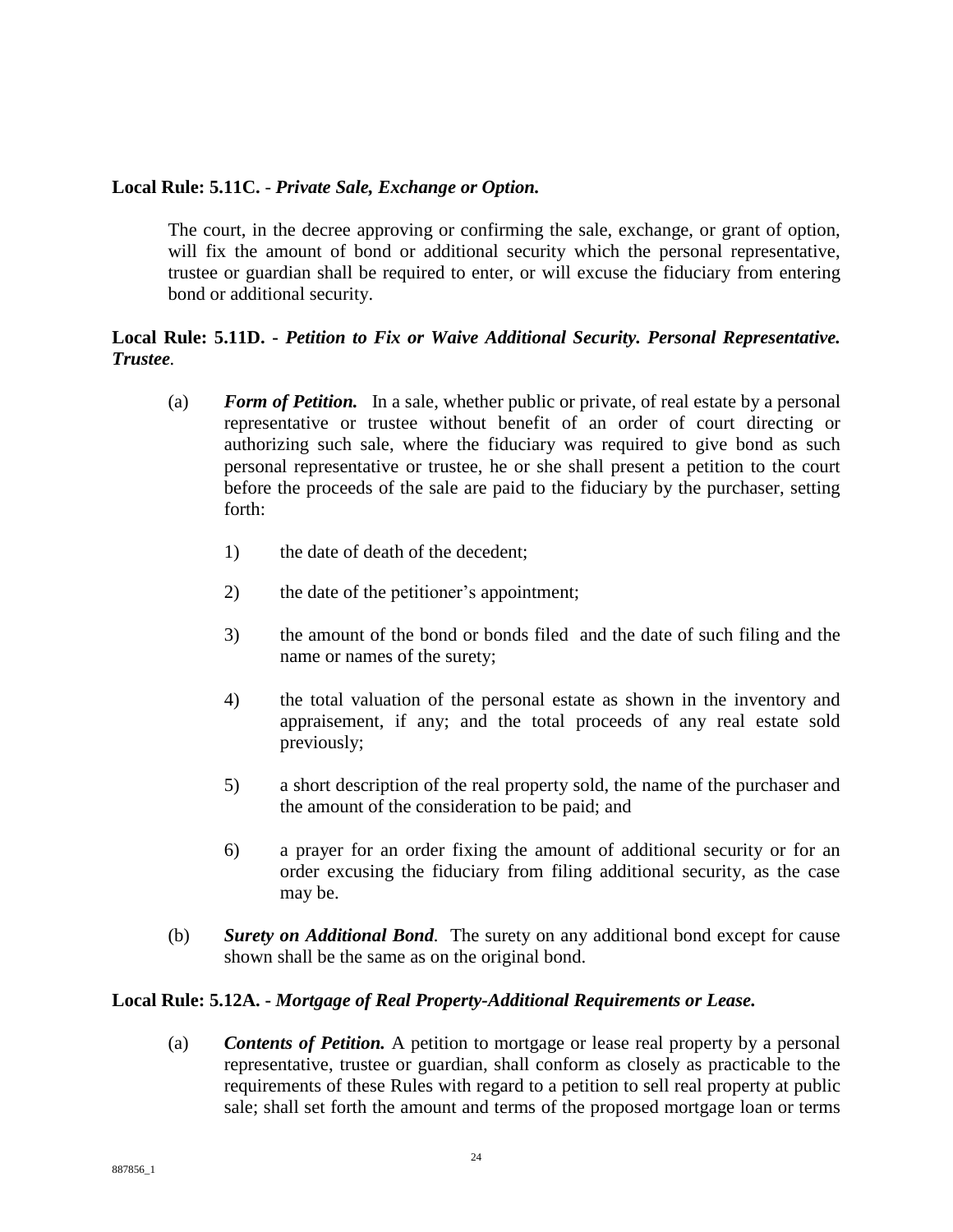**Local Rule: 5.11C. -** ***Private Sale, Exchange or Option.***

The court, in the decree approving or confirming the sale, exchange, or grant of option, will fix the amount of bond or additional security which the personal representative, trustee or guardian shall be required to enter, or will excuse the fiduciary from entering bond or additional security.

**Local Rule: 5.11D. -** ***Petition to Fix or Waive Additional Security. Personal Representative. Trustee.***

(a) ***Form of Petition.*** In a sale, whether public or private, of real estate by a personal representative or trustee without benefit of an order of court directing or authorizing such sale, where the fiduciary was required to give bond as such personal representative or trustee, he or she shall present a petition to the court before the proceeds of the sale are paid to the fiduciary by the purchaser, setting forth:

1) the date of death of the decedent;

2) the date of the petitioner's appointment;

3) the amount of the bond or bonds filed and the date of such filing and the name or names of the surety;

4) the total valuation of the personal estate as shown in the inventory and appraisement, if any; and the total proceeds of any real estate sold previously;

5) a short description of the real property sold, the name of the purchaser and the amount of the consideration to be paid; and

6) a prayer for an order fixing the amount of additional security or for an order excusing the fiduciary from filing additional security, as the case may be.

(b) ***Surety on Additional Bond.*** The surety on any additional bond except for cause shown shall be the same as on the original bond.

**Local Rule: 5.12A. -** ***Mortgage of Real Property-Additional Requirements or Lease.***

(a) ***Contents of Petition.*** A petition to mortgage or lease real property by a personal representative, trustee or guardian, shall conform as closely as practicable to the requirements of these Rules with regard to a petition to sell real property at public sale; shall set forth the amount and terms of the proposed mortgage loan or terms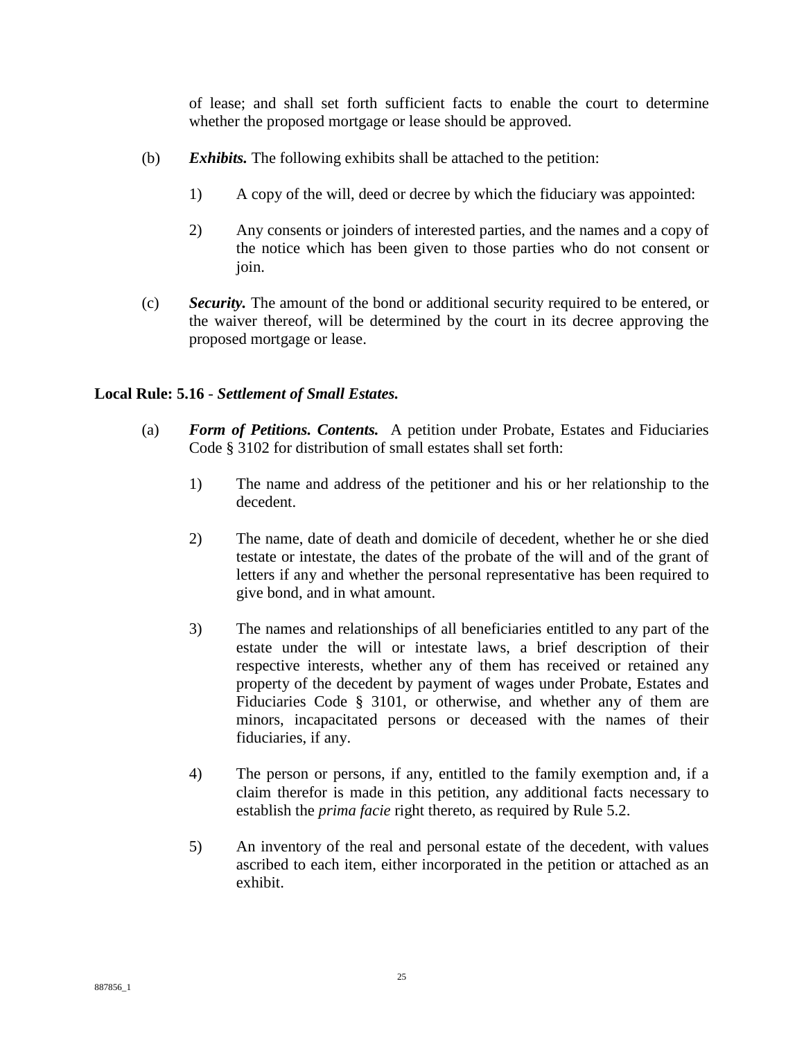of lease; and shall set forth sufficient facts to enable the court to determine whether the proposed mortgage or lease should be approved.

(b) ***Exhibits.*** The following exhibits shall be attached to the petition:

1) A copy of the will, deed or decree by which the fiduciary was appointed:

2) Any consents or joinders of interested parties, and the names and a copy of the notice which has been given to those parties who do not consent or join.

(c) ***Security.*** The amount of the bond or additional security required to be entered, or the waiver thereof, will be determined by the court in its decree approving the proposed mortgage or lease.

**Local Rule: 5.16** - ***Settlement of Small Estates.***

(a) ***Form of Petitions. Contents.*** A petition under Probate, Estates and Fiduciaries Code § 3102 for distribution of small estates shall set forth:

1) The name and address of the petitioner and his or her relationship to the decedent.

2) The name, date of death and domicile of decedent, whether he or she died testate or intestate, the dates of the probate of the will and of the grant of letters if any and whether the personal representative has been required to give bond, and in what amount.

3) The names and relationships of all beneficiaries entitled to any part of the estate under the will or intestate laws, a brief description of their respective interests, whether any of them has received or retained any property of the decedent by payment of wages under Probate, Estates and Fiduciaries Code § 3101, or otherwise, and whether any of them are minors, incapacitated persons or deceased with the names of their fiduciaries, if any.

4) The person or persons, if any, entitled to the family exemption and, if a claim therefor is made in this petition, any additional facts necessary to establish the *prima facie* right thereto, as required by Rule 5.2.

5) An inventory of the real and personal estate of the decedent, with values ascribed to each item, either incorporated in the petition or attached as an exhibit.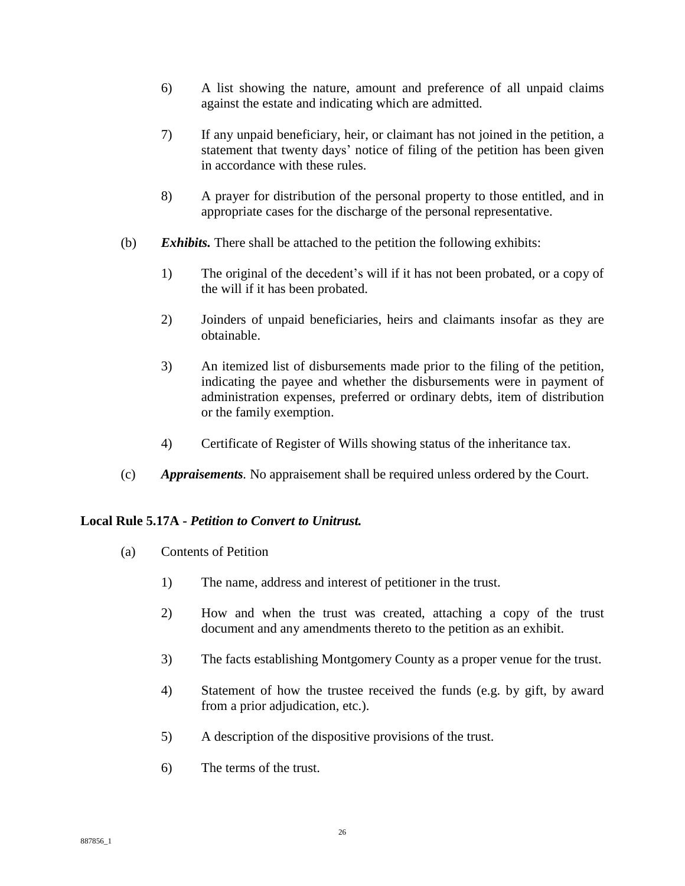6) A list showing the nature, amount and preference of all unpaid claims against the estate and indicating which are admitted.

7) If any unpaid beneficiary, heir, or claimant has not joined in the petition, a statement that twenty days' notice of filing of the petition has been given in accordance with these rules.

8) A prayer for distribution of the personal property to those entitled, and in appropriate cases for the discharge of the personal representative.

(b) ***Exhibits.*** There shall be attached to the petition the following exhibits:

1) The original of the decedent's will if it has not been probated, or a copy of the will if it has been probated.

2) Joinders of unpaid beneficiaries, heirs and claimants insofar as they are obtainable.

3) An itemized list of disbursements made prior to the filing of the petition, indicating the payee and whether the disbursements were in payment of administration expenses, preferred or ordinary debts, item of distribution or the family exemption.

4) Certificate of Register of Wills showing status of the inheritance tax.

(c) ***Appraisements.*** No appraisement shall be required unless ordered by the Court.

**Local Rule 5.17A - *Petition to Convert to Unitrust.***

(a) Contents of Petition

1) The name, address and interest of petitioner in the trust.

2) How and when the trust was created, attaching a copy of the trust document and any amendments thereto to the petition as an exhibit.

3) The facts establishing Montgomery County as a proper venue for the trust.

4) Statement of how the trustee received the funds (e.g. by gift, by award from a prior adjudication, etc.).

5) A description of the dispositive provisions of the trust.

6) The terms of the trust.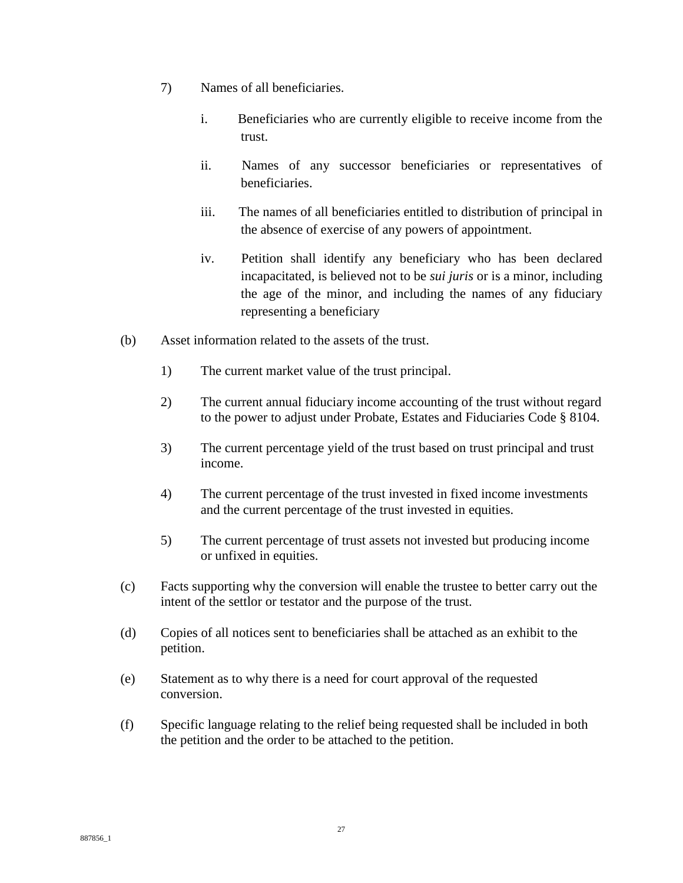7) Names of all beneficiaries.

   i. Beneficiaries who are currently eligible to receive income from the trust.

   ii. Names of any successor beneficiaries or representatives of beneficiaries.

   iii. The names of all beneficiaries entitled to distribution of principal in the absence of exercise of any powers of appointment.

   iv. Petition shall identify any beneficiary who has been declared incapacitated, is believed not to be *sui juris* or is a minor, including the age of the minor, and including the names of any fiduciary representing a beneficiary

(b) Asset information related to the assets of the trust.

   1) The current market value of the trust principal.

   2) The current annual fiduciary income accounting of the trust without regard to the power to adjust under Probate, Estates and Fiduciaries Code § 8104.

   3) The current percentage yield of the trust based on trust principal and trust income.

   4) The current percentage of the trust invested in fixed income investments and the current percentage of the trust invested in equities.

   5) The current percentage of trust assets not invested but producing income or unfixed in equities.

(c) Facts supporting why the conversion will enable the trustee to better carry out the intent of the settlor or testator and the purpose of the trust.

(d) Copies of all notices sent to beneficiaries shall be attached as an exhibit to the petition.

(e) Statement as to why there is a need for court approval of the requested conversion.

(f) Specific language relating to the relief being requested shall be included in both the petition and the order to be attached to the petition.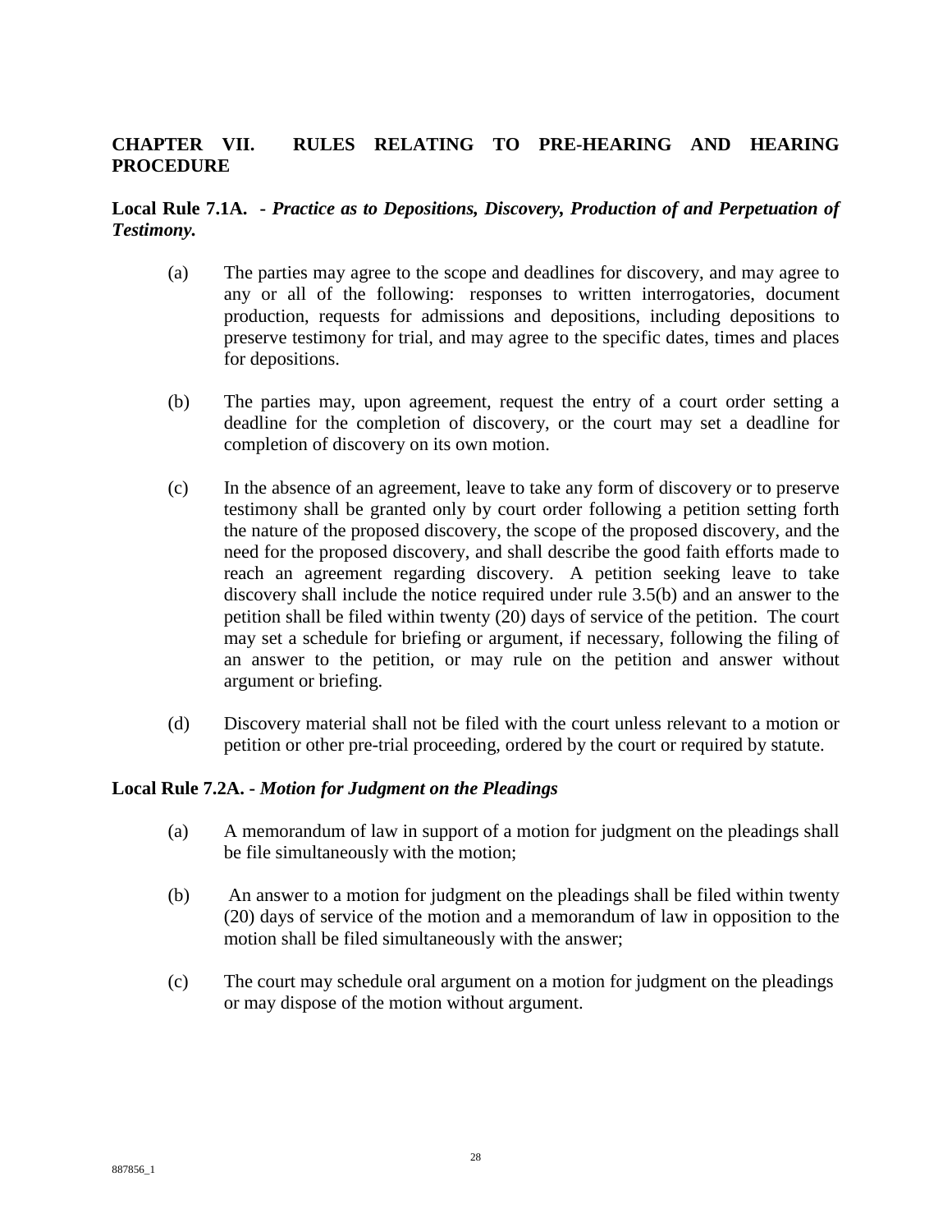## CHAPTER VII. RULES RELATING TO PRE-HEARING AND HEARING PROCEDURE

**Local Rule 7.1A. -** ***Practice as to Depositions, Discovery, Production of and Perpetuation of Testimony.***

(a) The parties may agree to the scope and deadlines for discovery, and may agree to any or all of the following: responses to written interrogatories, document production, requests for admissions and depositions, including depositions to preserve testimony for trial, and may agree to the specific dates, times and places for depositions.

(b) The parties may, upon agreement, request the entry of a court order setting a deadline for the completion of discovery, or the court may set a deadline for completion of discovery on its own motion.

(c) In the absence of an agreement, leave to take any form of discovery or to preserve testimony shall be granted only by court order following a petition setting forth the nature of the proposed discovery, the scope of the proposed discovery, and the need for the proposed discovery, and shall describe the good faith efforts made to reach an agreement regarding discovery. A petition seeking leave to take discovery shall include the notice required under rule 3.5(b) and an answer to the petition shall be filed within twenty (20) days of service of the petition. The court may set a schedule for briefing or argument, if necessary, following the filing of an answer to the petition, or may rule on the petition and answer without argument or briefing.

(d) Discovery material shall not be filed with the court unless relevant to a motion or petition or other pre-trial proceeding, ordered by the court or required by statute.

**Local Rule 7.2A. -** ***Motion for Judgment on the Pleadings***

(a) A memorandum of law in support of a motion for judgment on the pleadings shall be file simultaneously with the motion;

(b) An answer to a motion for judgment on the pleadings shall be filed within twenty (20) days of service of the motion and a memorandum of law in opposition to the motion shall be filed simultaneously with the answer;

(c) The court may schedule oral argument on a motion for judgment on the pleadings or may dispose of the motion without argument.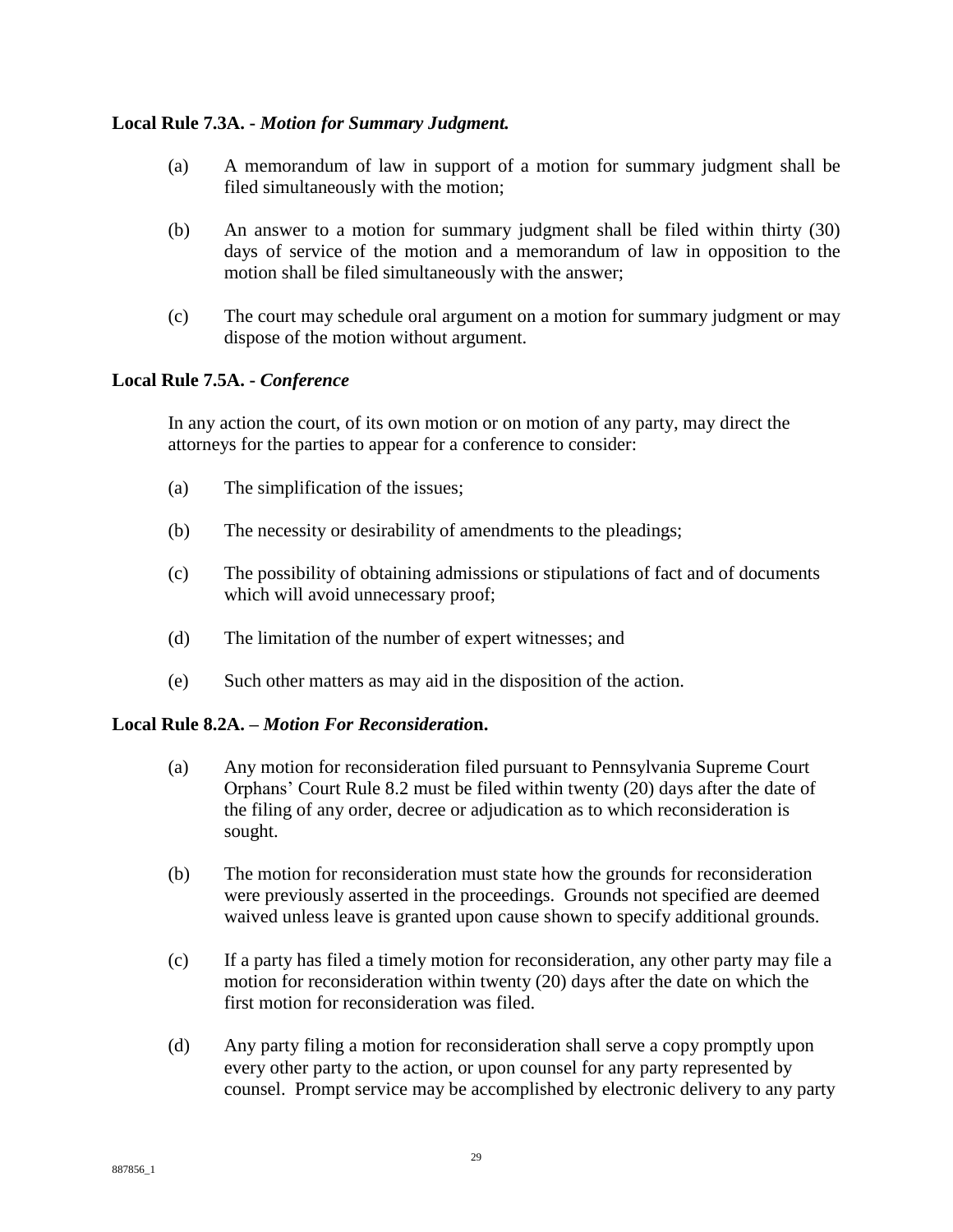**Local Rule 7.3A. -** ***Motion for Summary Judgment.***

(a) A memorandum of law in support of a motion for summary judgment shall be filed simultaneously with the motion;

(b) An answer to a motion for summary judgment shall be filed within thirty (30) days of service of the motion and a memorandum of law in opposition to the motion shall be filed simultaneously with the answer;

(c) The court may schedule oral argument on a motion for summary judgment or may dispose of the motion without argument.

**Local Rule 7.5A. -** ***Conference***

In any action the court, of its own motion or on motion of any party, may direct the attorneys for the parties to appear for a conference to consider:

(a) The simplification of the issues;

(b) The necessity or desirability of amendments to the pleadings;

(c) The possibility of obtaining admissions or stipulations of fact and of documents which will avoid unnecessary proof;

(d) The limitation of the number of expert witnesses; and

(e) Such other matters as may aid in the disposition of the action.

**Local Rule 8.2A. –** ***Motion For Reconsideratio*****n.**

(a) Any motion for reconsideration filed pursuant to Pennsylvania Supreme Court Orphans' Court Rule 8.2 must be filed within twenty (20) days after the date of the filing of any order, decree or adjudication as to which reconsideration is sought.

(b) The motion for reconsideration must state how the grounds for reconsideration were previously asserted in the proceedings. Grounds not specified are deemed waived unless leave is granted upon cause shown to specify additional grounds.

(c) If a party has filed a timely motion for reconsideration, any other party may file a motion for reconsideration within twenty (20) days after the date on which the first motion for reconsideration was filed.

(d) Any party filing a motion for reconsideration shall serve a copy promptly upon every other party to the action, or upon counsel for any party represented by counsel. Prompt service may be accomplished by electronic delivery to any party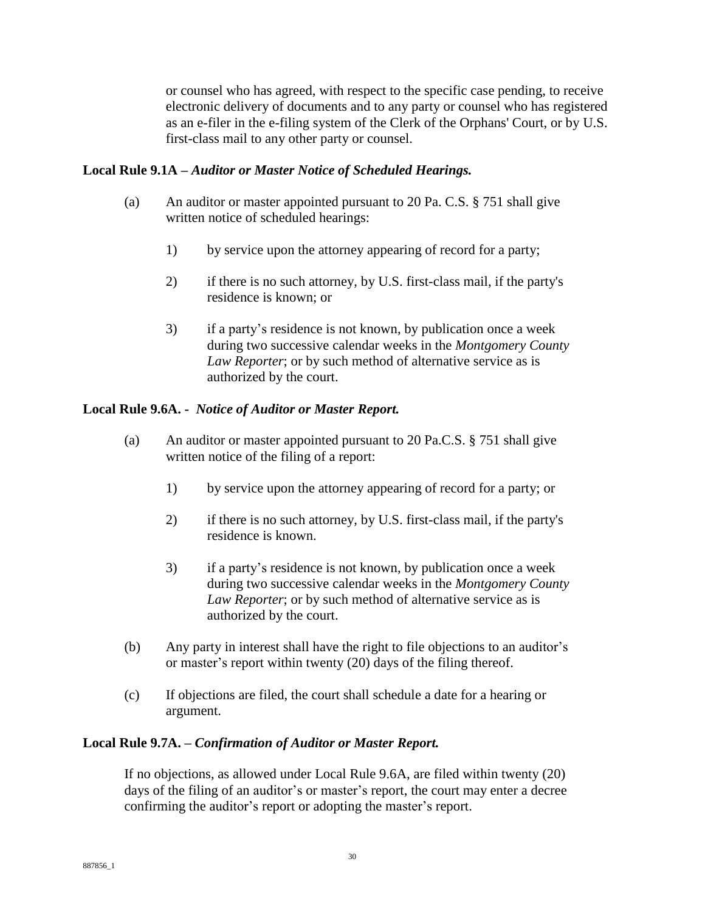or counsel who has agreed, with respect to the specific case pending, to receive electronic delivery of documents and to any party or counsel who has registered as an e-filer in the e-filing system of the Clerk of the Orphans' Court, or by U.S. first-class mail to any other party or counsel.

**Local Rule 9.1A –** ***Auditor or Master Notice of Scheduled Hearings.***

(a) An auditor or master appointed pursuant to 20 Pa. C.S. § 751 shall give written notice of scheduled hearings:

1) by service upon the attorney appearing of record for a party;

2) if there is no such attorney, by U.S. first-class mail, if the party's residence is known; or

3) if a party's residence is not known, by publication once a week during two successive calendar weeks in the *Montgomery County Law Reporter*; or by such method of alternative service as is authorized by the court.

**Local Rule 9.6A. -** ***Notice of Auditor or Master Report.***

(a) An auditor or master appointed pursuant to 20 Pa.C.S. § 751 shall give written notice of the filing of a report:

1) by service upon the attorney appearing of record for a party; or

2) if there is no such attorney, by U.S. first-class mail, if the party's residence is known.

3) if a party's residence is not known, by publication once a week during two successive calendar weeks in the *Montgomery County Law Reporter*; or by such method of alternative service as is authorized by the court.

(b) Any party in interest shall have the right to file objections to an auditor's or master's report within twenty (20) days of the filing thereof.

(c) If objections are filed, the court shall schedule a date for a hearing or argument.

**Local Rule 9.7A. –** ***Confirmation of Auditor or Master Report.***

If no objections, as allowed under Local Rule 9.6A, are filed within twenty (20) days of the filing of an auditor's or master's report, the court may enter a decree confirming the auditor's report or adopting the master's report.

887856_1